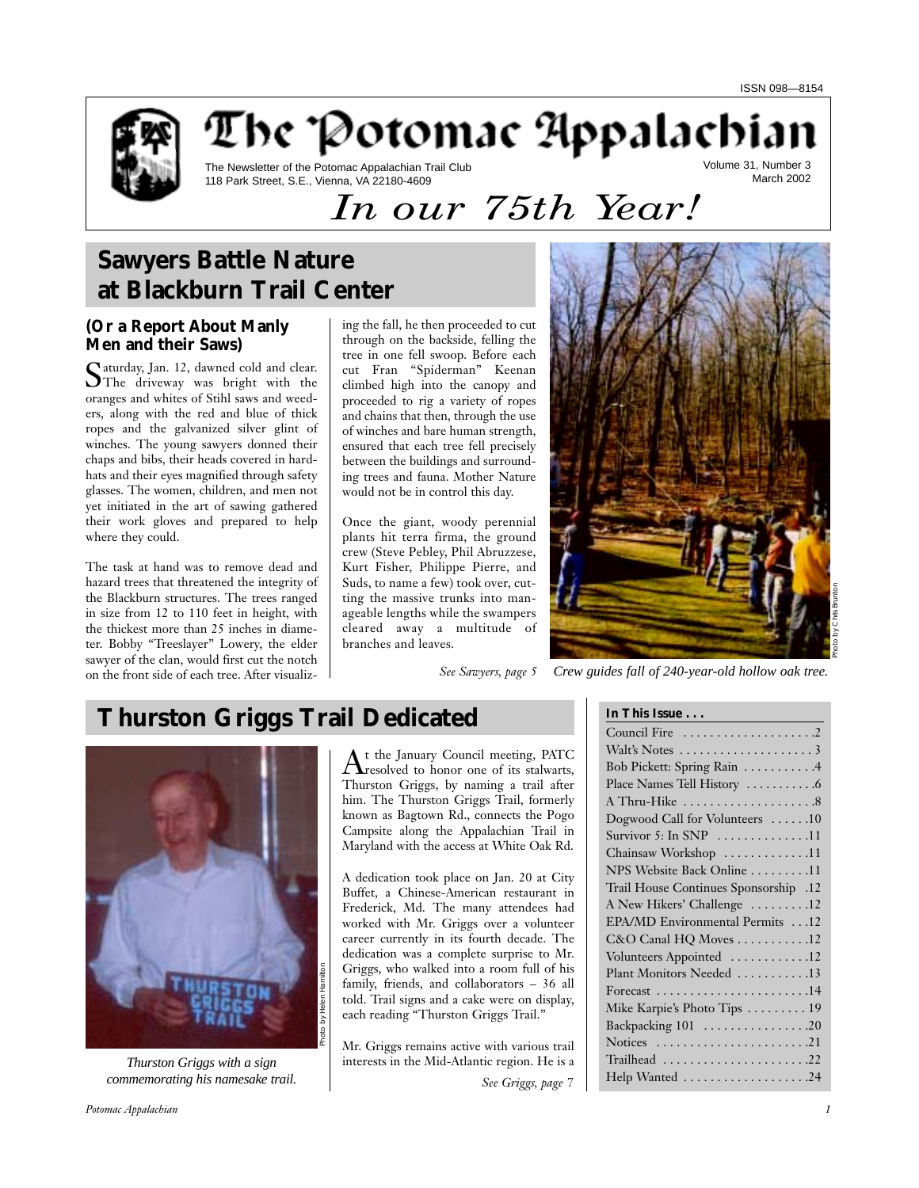ISSN 098—8154

# The Potomac Appalachian

The Newsletter of the Potomac Appalachian Trail Club
118 Park Street, S.E., Vienna, VA 22180-4609

Volume 31, Number 3
March 2002

*In our 75th Year!*

## Sawyers Battle Nature at Blackburn Trail Center

### (Or a Report About Manly Men and their Saws)

Saturday, Jan. 12, dawned cold and clear. The driveway was bright with the oranges and whites of Stihl saws and weeders, along with the red and blue of thick ropes and the galvanized silver glint of winches. The young sawyers donned their chaps and bibs, their heads covered in hardhats and their eyes magnified through safety glasses. The women, children, and men not yet initiated in the art of sawing gathered their work gloves and prepared to help where they could.

The task at hand was to remove dead and hazard trees that threatened the integrity of the Blackburn structures. The trees ranged in size from 12 to 110 feet in height, with the thickest more than 25 inches in diameter. Bobby "Treeslayer" Lowery, the elder sawyer of the clan, would first cut the notch on the front side of each tree. After visualizing the fall, he then proceeded to cut through on the backside, felling the tree in one fell swoop. Before each cut Fran "Spiderman" Keenan climbed high into the canopy and proceeded to rig a variety of ropes and chains that then, through the use of winches and bare human strength, ensured that each tree fell precisely between the buildings and surrounding trees and fauna. Mother Nature would not be in control this day.

Once the giant, woody perennial plants hit terra firma, the ground crew (Steve Pebley, Phil Abruzzese, Kurt Fisher, Philippe Pierre, and Suds, to name a few) took over, cutting the massive trunks into manageable lengths while the swampers cleared away a multitude of branches and leaves.

*See Sawyers, page 5*

Photo by Chris Brunton

*Crew guides fall of 240-year-old hollow oak tree.*

## Thurston Griggs Trail Dedicated

Photo by Helen Hamilton

*Thurston Griggs with a sign commemorating his namesake trail.*

At the January Council meeting, PATC resolved to honor one of its stalwarts, Thurston Griggs, by naming a trail after him. The Thurston Griggs Trail, formerly known as Bagtown Rd., connects the Pogo Campsite along the Appalachian Trail in Maryland with the access at White Oak Rd.

A dedication took place on Jan. 20 at City Buffet, a Chinese-American restaurant in Frederick, Md. The many attendees had worked with Mr. Griggs over a volunteer career currently in its fourth decade. The dedication was a complete surprise to Mr. Griggs, who walked into a room full of his family, friends, and collaborators – 36 all told. Trail signs and a cake were on display, each reading "Thurston Griggs Trail."

Mr. Griggs remains active with various trail interests in the Mid-Atlantic region. He is a

*See Griggs, page 7*

### In This Issue . . .

| | |
|---|---|
| Council Fire | 2 |
| Walt's Notes | 3 |
| Bob Pickett: Spring Rain | 4 |
| Place Names Tell History | 6 |
| A Thru-Hike | 8 |
| Dogwood Call for Volunteers | 10 |
| Survivor 5: In SNP | 11 |
| Chainsaw Workshop | 11 |
| NPS Website Back Online | 11 |
| Trail House Continues Sponsorship | 12 |
| A New Hikers' Challenge | 12 |
| EPA/MD Environmental Permits | 12 |
| C&O Canal HQ Moves | 12 |
| Volunteers Appointed | 12 |
| Plant Monitors Needed | 13 |
| Forecast | 14 |
| Mike Karpie's Photo Tips | 19 |
| Backpacking 101 | 20 |
| Notices | 21 |
| Trailhead | 22 |
| Help Wanted | 24 |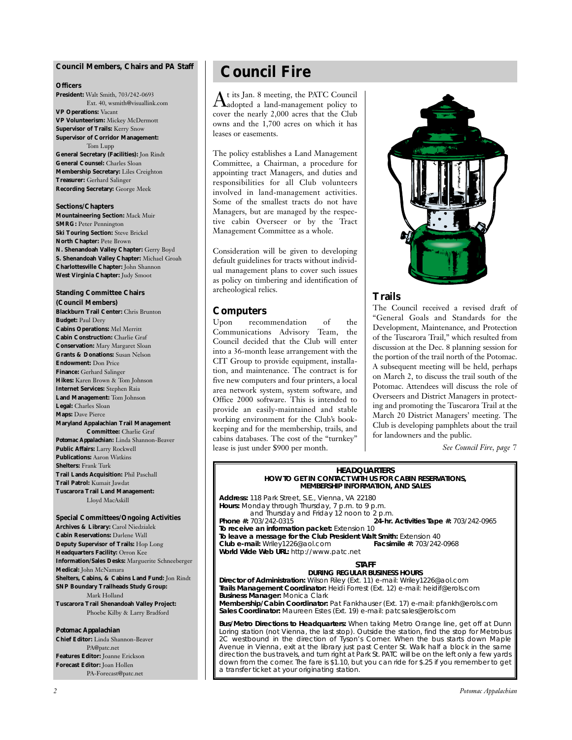## Council Members, Chairs and PA Staff

### Officers

**President:** Walt Smith, 703/242-0693 Ext. 40, wsmith@visuallink.com
**VP Operations:** Vacant
**VP Volunteerism:** Mickey McDermott
**Supervisor of Trails:** Kerry Snow
**Supervisor of Corridor Management:** Tom Lupp
**General Secretary (Facilities):** Jon Rindt
**General Counsel:** Charles Sloan
**Membership Secretary:** Liles Creighton
**Treasurer:** Gerhard Salinger
**Recording Secretary:** George Meek

### Sections/Chapters

**Mountaineering Section:** Mack Muir
**SMRG:** Peter Pennington
**Ski Touring Section:** Steve Brickel
**North Chapter:** Pete Brown
**N. Shenandoah Valley Chapter:** Gerry Boyd
**S. Shenandoah Valley Chapter:** Michael Groah
**Charlottesville Chapter:** John Shannon
**West Virginia Chapter:** Judy Smoot

### Standing Committee Chairs (Council Members)

**Blackburn Trail Center:** Chris Brunton
**Budget:** Paul Dery
**Cabins Operations:** Mel Merritt
**Cabin Construction:** Charlie Graf
**Conservation:** Mary Margaret Sloan
**Grants & Donations:** Susan Nelson
**Endowment:** Don Price
**Finance:** Gerhard Salinger
**Hikes:** Karen Brown & Tom Johnson
**Internet Services:** Stephen Raia
**Land Management:** Tom Johnson
**Legal:** Charles Sloan
**Maps:** Dave Pierce
**Maryland Appalachian Trail Management Committee:** Charlie Graf
**Potomac Appalachian:** Linda Shannon-Beaver
**Public Affairs:** Larry Rockwell
**Publications:** Aaron Watkins
**Shelters:** Frank Turk
**Trail Lands Acquisition:** Phil Paschall
**Trail Patrol:** Kumait Jawdat
**Tuscarora Trail Land Management:** Lloyd MacAskill

### Special Committees/Ongoing Activities

**Archives & Library:** Carol Niedzialek
**Cabin Reservations:** Darlene Wall
**Deputy Supervisor of Trails:** Hop Long
**Headquarters Facility:** Orron Kee
**Information/Sales Desks:** Marguerite Schneeberger
**Medical:** John McNamara
**Shelters, Cabins, & Cabins Land Fund:** Jon Rindt
**SNP Boundary Trailheads Study Group:** Mark Holland
**Tuscarora Trail Shenandoah Valley Project:** Phoebe Kilby & Larry Bradford

### Potomac Appalachian

**Chief Editor:** Linda Shannon-Beaver PA@patc.net
**Features Editor:** Joanne Erickson
**Forecast Editor:** Joan Hollen PA-Forecast@patc.net

# Council Fire

At its Jan. 8 meeting, the PATC Council adopted a land-management policy to cover the nearly 2,000 acres that the Club owns and the 1,700 acres on which it has leases or easements.

The policy establishes a Land Management Committee, a Chairman, a procedure for appointing tract Managers, and duties and responsibilities for all Club volunteers involved in land-management activities. Some of the smallest tracts do not have Managers, but are managed by the respective cabin Overseer or by the Tract Management Committee as a whole.

Consideration will be given to developing default guidelines for tracts without individual management plans to cover such issues as policy on timbering and identification of archeological relics.

## Computers

Upon recommendation of the Communications Advisory Team, the Council decided that the Club will enter into a 36-month lease arrangement with the CIT Group to provide equipment, installation, and maintenance. The contract is for five new computers and four printers, a local area network system, system software, and Office 2000 software. This is intended to provide an easily-maintained and stable working environment for the Club's bookkeeping and for the membership, trails, and cabins databases. The cost of the "turnkey" lease is just under $900 per month.

## Trails

The Council received a revised draft of "General Goals and Standards for the Development, Maintenance, and Protection of the Tuscarora Trail," which resulted from discussion at the Dec. 8 planning session for the portion of the trail north of the Potomac. A subsequent meeting will be held, perhaps on March 2, to discuss the trail south of the Potomac. Attendees will discuss the role of Overseers and District Managers in protecting and promoting the Tuscarora Trail at the March 20 District Managers' meeting. The Club is developing pamphlets about the trail for landowners and the public.

*See Council Fire, page 7*

---

**HEADQUARTERS**
**HOW TO GET IN CONTACT WITH US FOR CABIN RESERVATIONS, MEMBERSHIP INFORMATION, AND SALES**

**Address:** 118 Park Street, S.E., Vienna, VA 22180
**Hours:** Monday through Thursday, 7 p.m. to 9 p.m. and Thursday and Friday 12 noon to 2 p.m.
**Phone #:** 703/242-0315 **24-hr. Activities Tape #:** 703/242-0965
**To receive an information packet:** Extension 10
**To leave a message for the Club President Walt Smith:** Extension 40
**Club e-mail:** Wriley1226@aol.com **Facsimile #:** 703/242-0968
**World Wide Web URL:** http://www.patc.net

**STAFF**
**DURING REGULAR BUSINESS HOURS**

**Director of Administration:** Wilson Riley (Ext. 11) e-mail: Wriley1226@aol.com
**Trails Management Coordinator:** Heidi Forrest (Ext. 12) e-mail: heidif@erols.com
**Business Manager:** Monica Clark
**Membership/Cabin Coordinator:** Pat Fankhauser (Ext. 17) e-mail: pfankh@erols.com
**Sales Coordinator:** Maureen Estes (Ext. 19) e-mail: patcsales@erols.com

**Bus/Metro Directions to Headquarters:** When taking Metro Orange line, get off at Dunn Loring station (not Vienna, the last stop). Outside the station, find the stop for Metrobus 2C westbound in the direction of Tyson's Corner. When the bus starts down Maple Avenue in Vienna, exit at the library just past Center St. Walk half a block in the same direction the bus travels, and turn right at Park St. PATC will be on the left only a few yards down from the corner. The fare is $1.10, but you can ride for $.25 if you remember to get a transfer ticket at your originating station.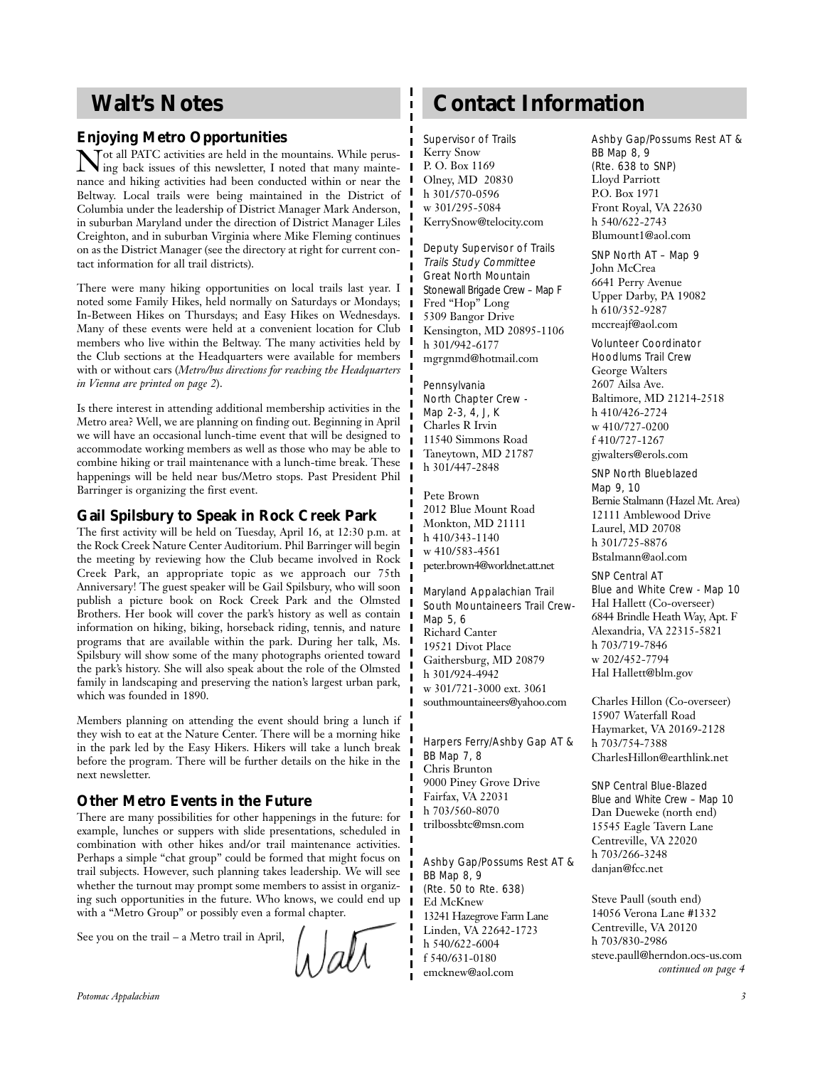## Walt's Notes

### Enjoying Metro Opportunities

Not all PATC activities are held in the mountains. While perusing back issues of this newsletter, I noted that many maintenance and hiking activities had been conducted within or near the Beltway. Local trails were being maintained in the District of Columbia under the leadership of District Manager Mark Anderson, in suburban Maryland under the direction of District Manager Liles Creighton, and in suburban Virginia where Mike Fleming continues on as the District Manager (see the directory at right for current contact information for all trail districts).

There were many hiking opportunities on local trails last year. I noted some Family Hikes, held normally on Saturdays or Mondays; In-Between Hikes on Thursdays; and Easy Hikes on Wednesdays. Many of these events were held at a convenient location for Club members who live within the Beltway. The many activities held by the Club sections at the Headquarters were available for members with or without cars (*Metro/bus directions for reaching the Headquarters in Vienna are printed on page 2*).

Is there interest in attending additional membership activities in the Metro area? Well, we are planning on finding out. Beginning in April we will have an occasional lunch-time event that will be designed to accommodate working members as well as those who may be able to combine hiking or trail maintenance with a lunch-time break. These happenings will be held near bus/Metro stops. Past President Phil Barringer is organizing the first event.

### Gail Spilsbury to Speak in Rock Creek Park

The first activity will be held on Tuesday, April 16, at 12:30 p.m. at the Rock Creek Nature Center Auditorium. Phil Barringer will begin the meeting by reviewing how the Club became involved in Rock Creek Park, an appropriate topic as we approach our 75th Anniversary! The guest speaker will be Gail Spilsbury, who will soon publish a picture book on Rock Creek Park and the Olmsted Brothers. Her book will cover the park's history as well as contain information on hiking, biking, horseback riding, tennis, and nature programs that are available within the park. During her talk, Ms. Spilsbury will show some of the many photographs oriented toward the park's history. She will also speak about the role of the Olmsted family in landscaping and preserving the nation's largest urban park, which was founded in 1890.

Members planning on attending the event should bring a lunch if they wish to eat at the Nature Center. There will be a morning hike in the park led by the Easy Hikers. Hikers will take a lunch break before the program. There will be further details on the hike in the next newsletter.

### Other Metro Events in the Future

There are many possibilities for other happenings in the future: for example, lunches or suppers with slide presentations, scheduled in combination with other hikes and/or trail maintenance activities. Perhaps a simple "chat group" could be formed that might focus on trail subjects. However, such planning takes leadership. We will see whether the turnout may prompt some members to assist in organizing such opportunities in the future. Who knows, we could end up with a "Metro Group" or possibly even a formal chapter.

See you on the trail – a Metro trail in April,

Walt

## Contact Information

Supervisor of Trails
Kerry Snow
P. O. Box 1169
Olney, MD 20830
h 301/570-0596
w 301/295-5084
KerrySnow@telocity.com

Deputy Supervisor of Trails
*Trails Study Committee*
Great North Mountain
Stonewall Brigade Crew – Map F
Fred "Hop" Long
5309 Bangor Drive
Kensington, MD 20895-1106
h 301/942-6177
mgrgnmd@hotmail.com

Pennsylvania
North Chapter Crew -
Map 2-3, 4, J, K
Charles R Irvin
11540 Simmons Road
Taneytown, MD 21787
h 301/447-2848

Pete Brown
2012 Blue Mount Road
Monkton, MD 21111
h 410/343-1140
w 410/583-4561
peter.brown4@worldnet.att.net

Maryland Appalachian Trail
South Mountaineers Trail Crew-
Map 5, 6
Richard Canter
19521 Divot Place
Gaithersburg, MD 20879
h 301/924-4942
w 301/721-3000 ext. 3061
southmountaineers@yahoo.com

Harpers Ferry/Ashby Gap AT &
BB Map 7, 8
Chris Brunton
9000 Piney Grove Drive
Fairfax, VA 22031
h 703/560-8070
trilbossbtc@msn.com

Ashby Gap/Possums Rest AT &
BB Map 8, 9
(Rte. 50 to Rte. 638)
Ed McKnew
13241 Hazegrove Farm Lane
Linden, VA 22642-1723
h 540/622-6004
f 540/631-0180
emcknew@aol.com

Ashby Gap/Possums Rest AT &
BB Map 8, 9
(Rte. 638 to SNP)
Lloyd Parriott
P.O. Box 1971
Front Royal, VA 22630
h 540/622-2743
Blumount1@aol.com

SNP North AT – Map 9
John McCrea
6641 Perry Avenue
Upper Darby, PA 19082
h 610/352-9287
mccreajf@aol.com

Volunteer Coordinator
Hoodlums Trail Crew
George Walters
2607 Ailsa Ave.
Baltimore, MD 21214-2518
h 410/426-2724
w 410/727-0200
f 410/727-1267
gjwalters@erols.com

SNP North Blueblazed
Map 9, 10
Bernie Stalmann (Hazel Mt. Area)
12111 Amblewood Drive
Laurel, MD 20708
h 301/725-8876
Bstalmann@aol.com

SNP Central AT
Blue and White Crew - Map 10
Hal Hallett (Co-overseer)
6844 Brindle Heath Way, Apt. F
Alexandria, VA 22315-5821
h 703/719-7846
w 202/452-7794
Hal Hallett@blm.gov

Charles Hillon (Co-overseer)
15907 Waterfall Road
Haymarket, VA 20169-2128
h 703/754-7388
CharlesHillon@earthlink.net

SNP Central Blue-Blazed
Blue and White Crew – Map 10
Dan Dueweke (north end)
15545 Eagle Tavern Lane
Centreville, VA 22020
h 703/266-3248
danjan@fcc.net

Steve Paull (south end)
14056 Verona Lane #1332
Centreville, VA 20120
h 703/830-2986
steve.paull@herndon.ocs-us.com

*continued on page 4*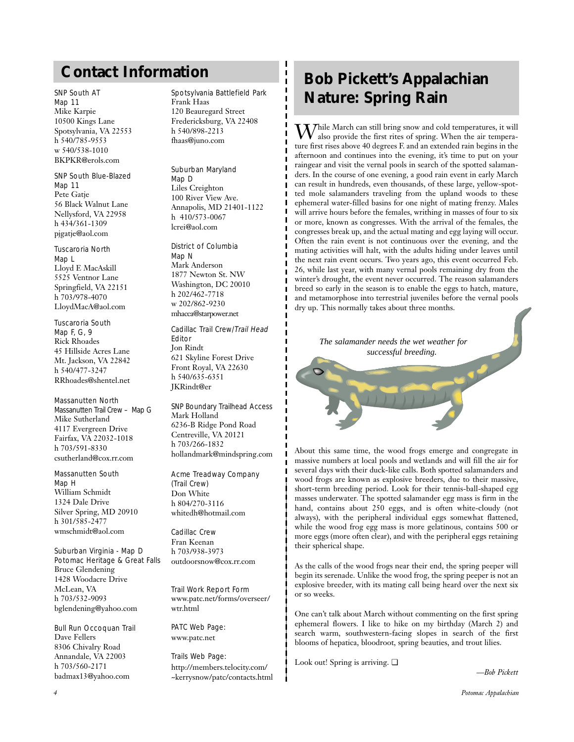## Contact Information

SNP South AT
Map 11
Mike Karpie
10500 Kings Lane
Spotsylvania, VA 22553
h 540/785-9553
w 540/538-1010
BKPKR@erols.com

SNP South Blue-Blazed
Map 11
Pete Gatje
56 Black Walnut Lane
Nellysford, VA 22958
h 434/361-1309
pjgatje@aol.com

Tuscaroria North
Map L
Lloyd E MacAskill
5525 Ventnor Lane
Springfield, VA 22151
h 703/978-4070
LloydMacA@aol.com

Tuscaroria South
Map F, G, 9
Rick Rhoades
45 Hillside Acres Lane
Mt. Jackson, VA 22842
h 540/477-3247
RRhoades@shentel.net

Massanutten North
Massanutten Trail Crew – Map G
Mike Sutherland
4117 Evergreen Drive
Fairfax, VA 22032-1018
h 703/591-8330
csutherland@cox.rr.com

Massanutten South
Map H
William Schmidt
1324 Dale Drive
Silver Spring, MD 20910
h 301/585-2477
wmschmidt@aol.com

Suburban Virginia - Map D
Potomac Heritage & Great Falls
Bruce Glendening
1428 Woodacre Drive
McLean, VA
h 703/532-9093
bglendening@yahoo.com

Bull Run Occoquan Trail
Dave Fellers
8306 Chivalry Road
Annandale, VA 22003
h 703/560-2171
badmax13@yahoo.com

Spotsylvania Battlefield Park
Frank Haas
120 Beauregard Street
Fredericksburg, VA 22408
h 540/898-2213
fhaas@juno.com

Suburban Maryland
Map D
Liles Creighton
100 River View Ave.
Annapolis, MD 21401-1122
h 410/573-0067
lcrei@aol.com

District of Columbia
Map N
Mark Anderson
1877 Newton St. NW
Washington, DC 20010
h 202/462-7718
w 202/862-9230
mhacca@starpower.net

Cadillac Trail Crew/*Trail Head* Editor
Jon Rindt
621 Skyline Forest Drive
Front Royal, VA 22630
h 540/635-6351
JKRindt@er

SNP Boundary Trailhead Access
Mark Holland
6236-B Ridge Pond Road
Centreville, VA 20121
h 703/266-1832
hollandmark@mindspring.com

Acme Treadway Company (Trail Crew)
Don White
h 804/270-3116
whitedh@hotmail.com

Cadillac Crew
Fran Keenan
h 703/938-3973
outdoorsnow@cox.rr.com

Trail Work Report Form
www.patc.net/forms/overseer/wtr.html

PATC Web Page:
www.patc.net

Trails Web Page:
http://members.telocity.com/~kerrysnow/patc/contacts.html

## Bob Pickett's Appalachian Nature: Spring Rain

While March can still bring snow and cold temperatures, it will also provide the first rites of spring. When the air temperature first rises above 40 degrees F. and an extended rain begins in the afternoon and continues into the evening, it's time to put on your raingear and visit the vernal pools in search of the spotted salamanders. In the course of one evening, a good rain event in early March can result in hundreds, even thousands, of these large, yellow-spotted mole salamanders traveling from the upland woods to these ephemeral water-filled basins for one night of mating frenzy. Males will arrive hours before the females, writhing in masses of four to six or more, known as congresses. With the arrival of the females, the congresses break up, and the actual mating and egg laying will occur. Often the rain event is not continuous over the evening, and the mating activities will halt, with the adults hiding under leaves until the next rain event occurs. Two years ago, this event occurred Feb. 26, while last year, with many vernal pools remaining dry from the winter's drought, the event never occurred. The reason salamanders breed so early in the season is to enable the eggs to hatch, mature, and metamorphose into terrestrial juveniles before the vernal pools dry up. This normally takes about three months.

*The salamander needs the wet weather for successful breeding.*

About this same time, the wood frogs emerge and congregate in massive numbers at local pools and wetlands and will fill the air for several days with their duck-like calls. Both spotted salamanders and wood frogs are known as explosive breeders, due to their massive, short-term breeding period. Look for their tennis-ball-shaped egg masses underwater. The spotted salamander egg mass is firm in the hand, contains about 250 eggs, and is often white-cloudy (not always), with the peripheral individual eggs somewhat flattened, while the wood frog egg mass is more gelatinous, contains 500 or more eggs (more often clear), and with the peripheral eggs retaining their spherical shape.

As the calls of the wood frogs near their end, the spring peeper will begin its serenade. Unlike the wood frog, the spring peeper is not an explosive breeder, with its mating call being heard over the next six or so weeks.

One can't talk about March without commenting on the first spring ephemeral flowers. I like to hike on my birthday (March 2) and search warm, southwestern-facing slopes in search of the first blooms of hepatica, bloodroot, spring beauties, and trout lilies.

Look out! Spring is arriving. ❑

*—Bob Pickett*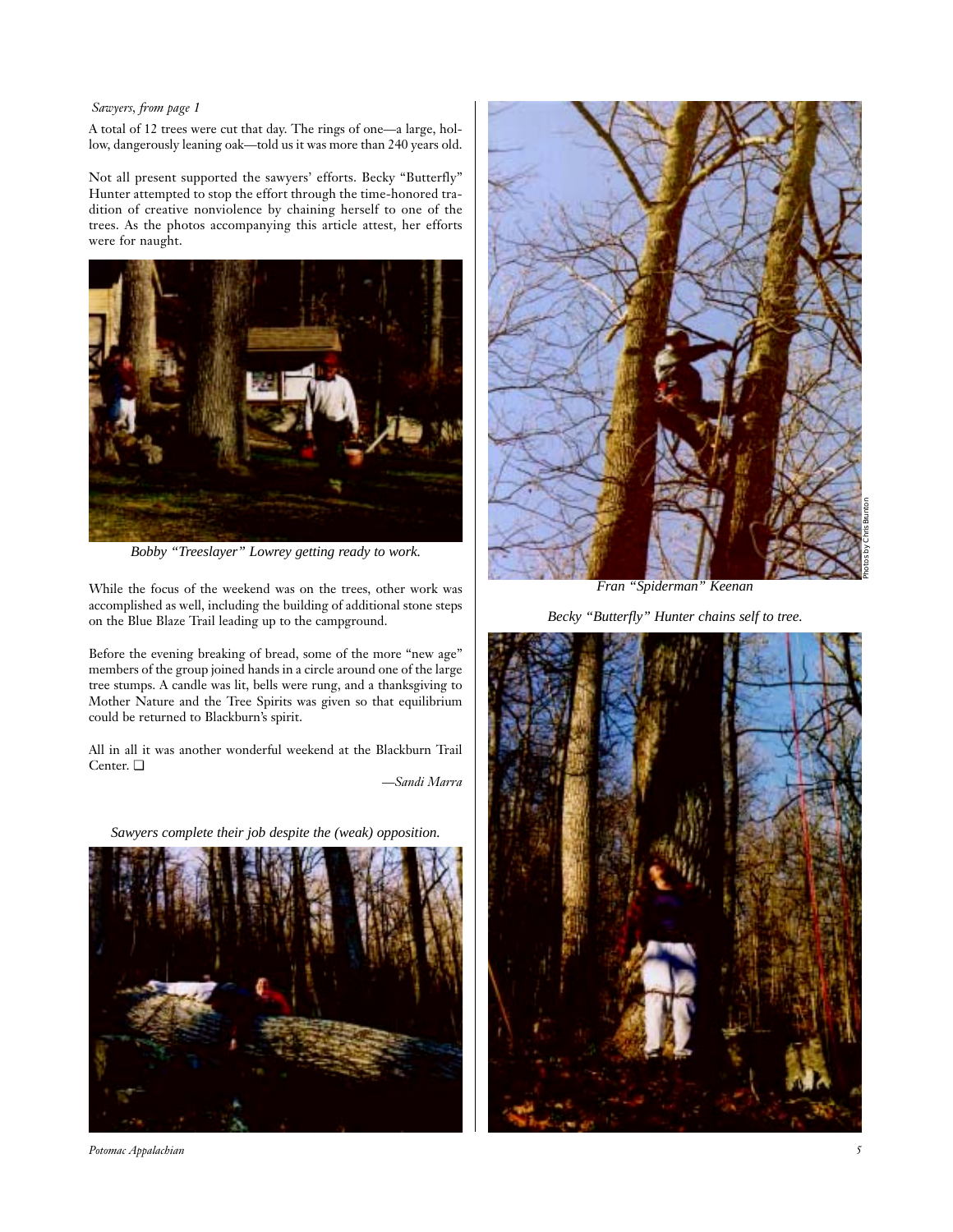*Sawyers, from page 1*

A total of 12 trees were cut that day. The rings of one—a large, hollow, dangerously leaning oak—told us it was more than 240 years old.

Not all present supported the sawyers' efforts. Becky "Butterfly" Hunter attempted to stop the effort through the time-honored tradition of creative nonviolence by chaining herself to one of the trees. As the photos accompanying this article attest, her efforts were for naught.

*Bobby "Treeslayer" Lowrey getting ready to work.*

While the focus of the weekend was on the trees, other work was accomplished as well, including the building of additional stone steps on the Blue Blaze Trail leading up to the campground.

Before the evening breaking of bread, some of the more "new age" members of the group joined hands in a circle around one of the large tree stumps. A candle was lit, bells were rung, and a thanksgiving to Mother Nature and the Tree Spirits was given so that equilibrium could be returned to Blackburn's spirit.

All in all it was another wonderful weekend at the Blackburn Trail Center. ❑

*—Sandi Marra*

*Sawyers complete their job despite the (weak) opposition.*

*Fran "Spiderman" Keenan*

Photos by Chris Brunton

*Becky "Butterfly" Hunter chains self to tree.*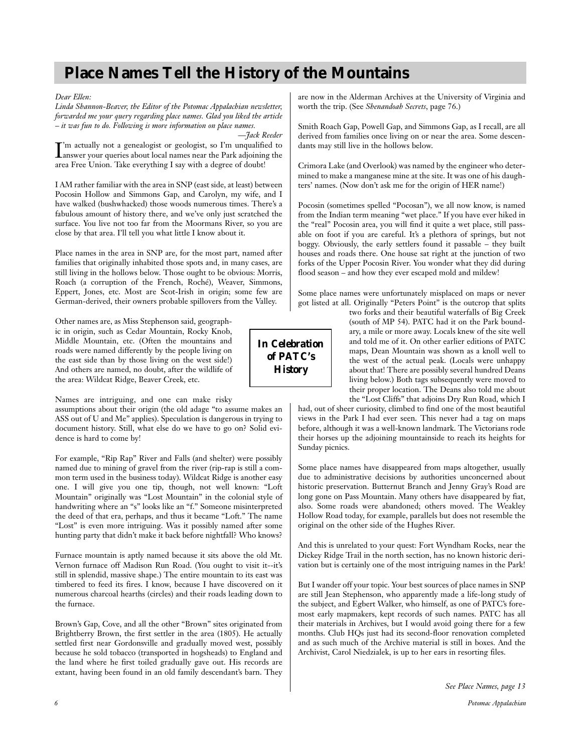# Place Names Tell the History of the Mountains

*Dear Ellen:*

*Linda Shannon-Beaver, the Editor of the Potomac Appalachian newsletter, forwarded me your query regarding place names. Glad you liked the article – it was fun to do. Following is more information on place names.*

*—Jack Reeder*

I'm actually not a genealogist or geologist, so I'm unqualified to answer your queries about local names near the Park adjoining the area Free Union. Take everything I say with a degree of doubt!

I AM rather familiar with the area in SNP (east side, at least) between Pocosin Hollow and Simmons Gap, and Carolyn, my wife, and I have walked (bushwhacked) those woods numerous times. There's a fabulous amount of history there, and we've only just scratched the surface. You live not too far from the Moormans River, so you are close by that area. I'll tell you what little I know about it.

Place names in the area in SNP are, for the most part, named after families that originally inhabited those spots and, in many cases, are still living in the hollows below. Those ought to be obvious: Morris, Roach (a corruption of the French, Roché), Weaver, Simmons, Eppert, Jones, etc. Most are Scot-Irish in origin; some few are German-derived, their owners probable spillovers from the Valley.

Other names are, as Miss Stephenson said, geographic in origin, such as Cedar Mountain, Rocky Knob, Middle Mountain, etc. (Often the mountains and roads were named differently by the people living on the east side than by those living on the west side!) And others are named, no doubt, after the wildlife of the area: Wildcat Ridge, Beaver Creek, etc.

**In Celebration of PATC's History**

Names are intriguing, and one can make risky assumptions about their origin (the old adage "to assume makes an ASS out of U and Me" applies). Speculation is dangerous in trying to document history. Still, what else do we have to go on? Solid evidence is hard to come by!

For example, "Rip Rap" River and Falls (and shelter) were possibly named due to mining of gravel from the river (rip-rap is still a common term used in the business today). Wildcat Ridge is another easy one. I will give you one tip, though, not well known: "Loft Mountain" originally was "Lost Mountain" in the colonial style of handwriting where an "s" looks like an "f." Someone misinterpreted the deed of that era, perhaps, and thus it became "Loft." The name "Lost" is even more intriguing. Was it possibly named after some hunting party that didn't make it back before nightfall? Who knows?

Furnace mountain is aptly named because it sits above the old Mt. Vernon furnace off Madison Run Road. (You ought to visit it--it's still in splendid, massive shape.) The entire mountain to its east was timbered to feed its fires. I know, because I have discovered on it numerous charcoal hearths (circles) and their roads leading down to the furnace.

Brown's Gap, Cove, and all the other "Brown" sites originated from Brightberry Brown, the first settler in the area (1805). He actually settled first near Gordonsville and gradually moved west, possibly because he sold tobacco (transported in hogsheads) to England and the land where he first toiled gradually gave out. His records are extant, having been found in an old family descendant's barn. They are now in the Alderman Archives at the University of Virginia and worth the trip. (See *Shenandoah Secrets*, page 76.)

Smith Roach Gap, Powell Gap, and Simmons Gap, as I recall, are all derived from families once living on or near the area. Some descendants may still live in the hollows below.

Crimora Lake (and Overlook) was named by the engineer who determined to make a manganese mine at the site. It was one of his daughters' names. (Now don't ask me for the origin of HER name!)

Pocosin (sometimes spelled "Pocosan"), we all now know, is named from the Indian term meaning "wet place." If you have ever hiked in the "real" Pocosin area, you will find it quite a wet place, still passable on foot if you are careful. It's a plethora of springs, but not boggy. Obviously, the early settlers found it passable – they built houses and roads there. One house sat right at the junction of two forks of the Upper Pocosin River. You wonder what they did during flood season – and how they ever escaped mold and mildew!

Some place names were unfortunately misplaced on maps or never got listed at all. Originally "Peters Point" is the outcrop that splits two forks and their beautiful waterfalls of Big Creek (south of MP 54). PATC had it on the Park boundary, a mile or more away. Locals knew of the site well and told me of it. On other earlier editions of PATC maps, Dean Mountain was shown as a knoll well to the west of the actual peak. (Locals were unhappy about that! There are possibly several hundred Deans living below.) Both tags subsequently were moved to their proper location. The Deans also told me about the "Lost Cliffs" that adjoins Dry Run Road, which I had, out of sheer curiosity, climbed to find one of the most beautiful views in the Park I had ever seen. This never had a tag on maps before, although it was a well-known landmark. The Victorians rode their horses up the adjoining mountainside to reach its heights for Sunday picnics.

Some place names have disappeared from maps altogether, usually due to administrative decisions by authorities unconcerned about historic preservation. Butternut Branch and Jenny Gray's Road are long gone on Pass Mountain. Many others have disappeared by fiat, also. Some roads were abandoned; others moved. The Weakley Hollow Road today, for example, parallels but does not resemble the original on the other side of the Hughes River.

And this is unrelated to your quest: Fort Wyndham Rocks, near the Dickey Ridge Trail in the north section, has no known historic derivation but is certainly one of the most intriguing names in the Park!

But I wander off your topic. Your best sources of place names in SNP are still Jean Stephenson, who apparently made a life-long study of the subject, and Egbert Walker, who himself, as one of PATC's foremost early mapmakers, kept records of such names. PATC has all their materials in Archives, but I would avoid going there for a few months. Club HQs just had its second-floor renovation completed and as such much of the Archive material is still in boxes. And the Archivist, Carol Niedzialek, is up to her ears in resorting files.

*See Place Names, page 13*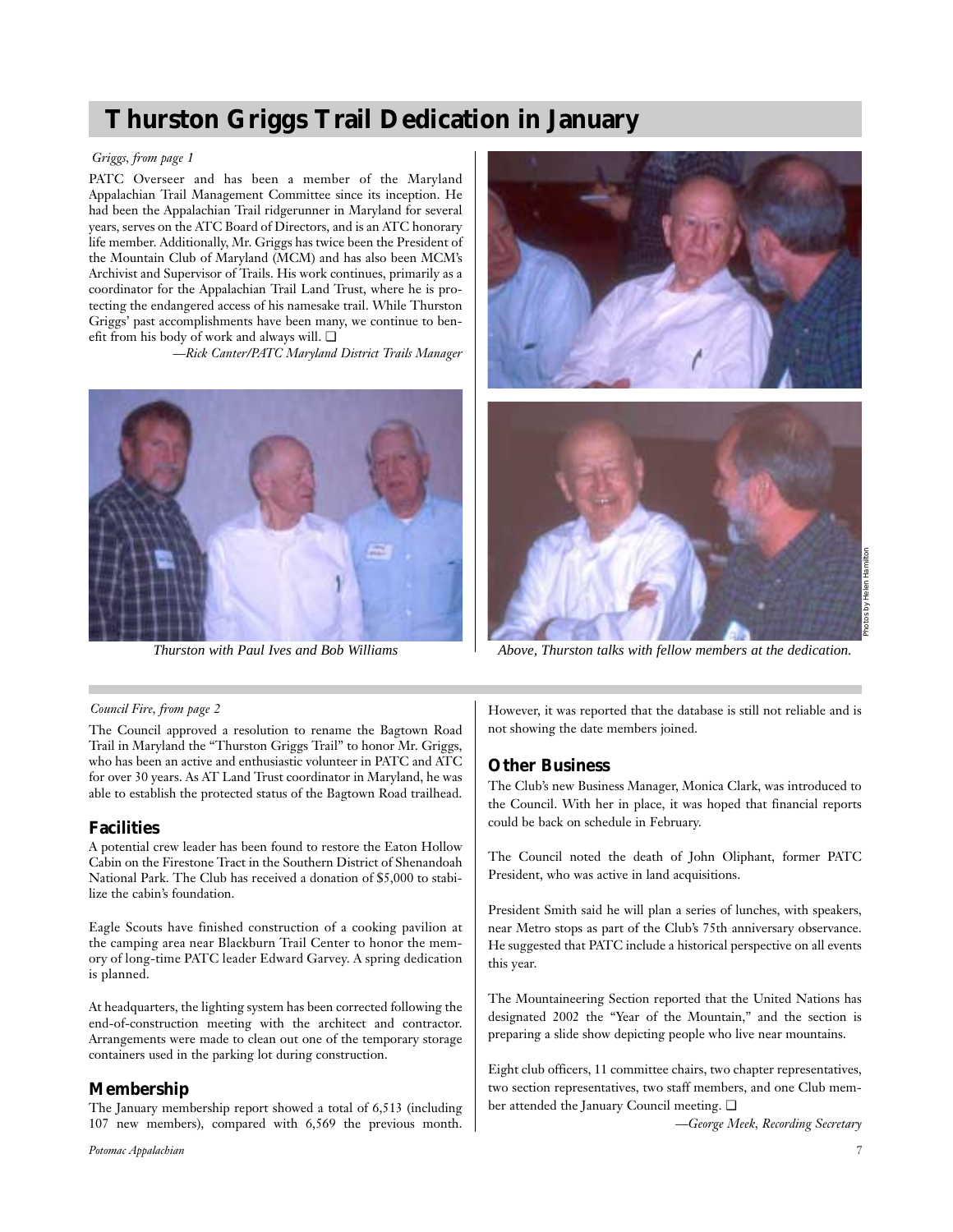# Thurston Griggs Trail Dedication in January

*Griggs, from page 1*

PATC Overseer and has been a member of the Maryland Appalachian Trail Management Committee since its inception. He had been the Appalachian Trail ridgerunner in Maryland for several years, serves on the ATC Board of Directors, and is an ATC honorary life member. Additionally, Mr. Griggs has twice been the President of the Mountain Club of Maryland (MCM) and has also been MCM's Archivist and Supervisor of Trails. His work continues, primarily as a coordinator for the Appalachian Trail Land Trust, where he is protecting the endangered access of his namesake trail. While Thurston Griggs' past accomplishments have been many, we continue to benefit from his body of work and always will. ❑

*—Rick Canter/PATC Maryland District Trails Manager*

*Thurston with Paul Ives and Bob Williams*

*Above, Thurston talks with fellow members at the dedication.*

Photos by Helen Hamilton

---

*Council Fire, from page 2*

The Council approved a resolution to rename the Bagtown Road Trail in Maryland the "Thurston Griggs Trail" to honor Mr. Griggs, who has been an active and enthusiastic volunteer in PATC and ATC for over 30 years. As AT Land Trust coordinator in Maryland, he was able to establish the protected status of the Bagtown Road trailhead.

## Facilities

A potential crew leader has been found to restore the Eaton Hollow Cabin on the Firestone Tract in the Southern District of Shenandoah National Park. The Club has received a donation of $5,000 to stabilize the cabin's foundation.

Eagle Scouts have finished construction of a cooking pavilion at the camping area near Blackburn Trail Center to honor the memory of long-time PATC leader Edward Garvey. A spring dedication is planned.

At headquarters, the lighting system has been corrected following the end-of-construction meeting with the architect and contractor. Arrangements were made to clean out one of the temporary storage containers used in the parking lot during construction.

## Membership

The January membership report showed a total of 6,513 (including 107 new members), compared with 6,569 the previous month. However, it was reported that the database is still not reliable and is not showing the date members joined.

## Other Business

The Club's new Business Manager, Monica Clark, was introduced to the Council. With her in place, it was hoped that financial reports could be back on schedule in February.

The Council noted the death of John Oliphant, former PATC President, who was active in land acquisitions.

President Smith said he will plan a series of lunches, with speakers, near Metro stops as part of the Club's 75th anniversary observance. He suggested that PATC include a historical perspective on all events this year.

The Mountaineering Section reported that the United Nations has designated 2002 the "Year of the Mountain," and the section is preparing a slide show depicting people who live near mountains.

Eight club officers, 11 committee chairs, two chapter representatives, two section representatives, two staff members, and one Club member attended the January Council meeting. ❑

*—George Meek, Recording Secretary*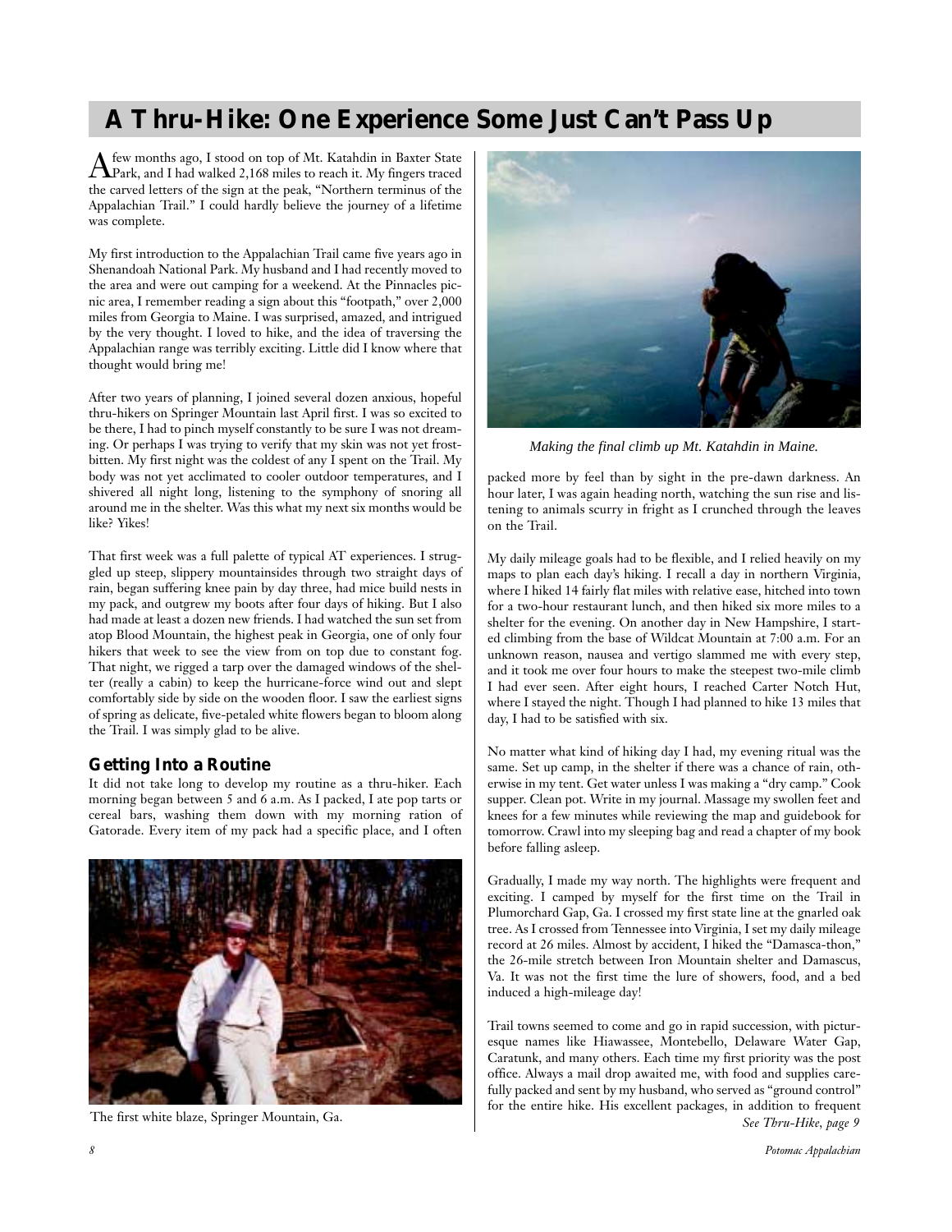# A Thru-Hike: One Experience Some Just Can't Pass Up

A few months ago, I stood on top of Mt. Katahdin in Baxter State Park, and I had walked 2,168 miles to reach it. My fingers traced the carved letters of the sign at the peak, "Northern terminus of the Appalachian Trail." I could hardly believe the journey of a lifetime was complete.

My first introduction to the Appalachian Trail came five years ago in Shenandoah National Park. My husband and I had recently moved to the area and were out camping for a weekend. At the Pinnacles picnic area, I remember reading a sign about this "footpath," over 2,000 miles from Georgia to Maine. I was surprised, amazed, and intrigued by the very thought. I loved to hike, and the idea of traversing the Appalachian range was terribly exciting. Little did I know where that thought would bring me!

After two years of planning, I joined several dozen anxious, hopeful thru-hikers on Springer Mountain last April first. I was so excited to be there, I had to pinch myself constantly to be sure I was not dreaming. Or perhaps I was trying to verify that my skin was not yet frostbitten. My first night was the coldest of any I spent on the Trail. My body was not yet acclimated to cooler outdoor temperatures, and I shivered all night long, listening to the symphony of snoring all around me in the shelter. Was this what my next six months would be like? Yikes!

That first week was a full palette of typical AT experiences. I struggled up steep, slippery mountainsides through two straight days of rain, began suffering knee pain by day three, had mice build nests in my pack, and outgrew my boots after four days of hiking. But I also had made at least a dozen new friends. I had watched the sun set from atop Blood Mountain, the highest peak in Georgia, one of only four hikers that week to see the view from on top due to constant fog. That night, we rigged a tarp over the damaged windows of the shelter (really a cabin) to keep the hurricane-force wind out and slept comfortably side by side on the wooden floor. I saw the earliest signs of spring as delicate, five-petaled white flowers began to bloom along the Trail. I was simply glad to be alive.

## Getting Into a Routine

It did not take long to develop my routine as a thru-hiker. Each morning began between 5 and 6 a.m. As I packed, I ate pop tarts or cereal bars, washing them down with my morning ration of Gatorade. Every item of my pack had a specific place, and I often packed more by feel than by sight in the pre-dawn darkness. An hour later, I was again heading north, watching the sun rise and listening to animals scurry in fright as I crunched through the leaves on the Trail.

The first white blaze, Springer Mountain, Ga.

*Making the final climb up Mt. Katahdin in Maine.*

My daily mileage goals had to be flexible, and I relied heavily on my maps to plan each day's hiking. I recall a day in northern Virginia, where I hiked 14 fairly flat miles with relative ease, hitched into town for a two-hour restaurant lunch, and then hiked six more miles to a shelter for the evening. On another day in New Hampshire, I started climbing from the base of Wildcat Mountain at 7:00 a.m. For an unknown reason, nausea and vertigo slammed me with every step, and it took me over four hours to make the steepest two-mile climb I had ever seen. After eight hours, I reached Carter Notch Hut, where I stayed the night. Though I had planned to hike 13 miles that day, I had to be satisfied with six.

No matter what kind of hiking day I had, my evening ritual was the same. Set up camp, in the shelter if there was a chance of rain, otherwise in my tent. Get water unless I was making a "dry camp." Cook supper. Clean pot. Write in my journal. Massage my swollen feet and knees for a few minutes while reviewing the map and guidebook for tomorrow. Crawl into my sleeping bag and read a chapter of my book before falling asleep.

Gradually, I made my way north. The highlights were frequent and exciting. I camped by myself for the first time on the Trail in Plumorchard Gap, Ga. I crossed my first state line at the gnarled oak tree. As I crossed from Tennessee into Virginia, I set my daily mileage record at 26 miles. Almost by accident, I hiked the "Damasca-thon," the 26-mile stretch between Iron Mountain shelter and Damascus, Va. It was not the first time the lure of showers, food, and a bed induced a high-mileage day!

Trail towns seemed to come and go in rapid succession, with picturesque names like Hiawassee, Montebello, Delaware Water Gap, Caratunk, and many others. Each time my first priority was the post office. Always a mail drop awaited me, with food and supplies carefully packed and sent by my husband, who served as "ground control" for the entire hike. His excellent packages, in addition to frequent

*See Thru-Hike, page 9*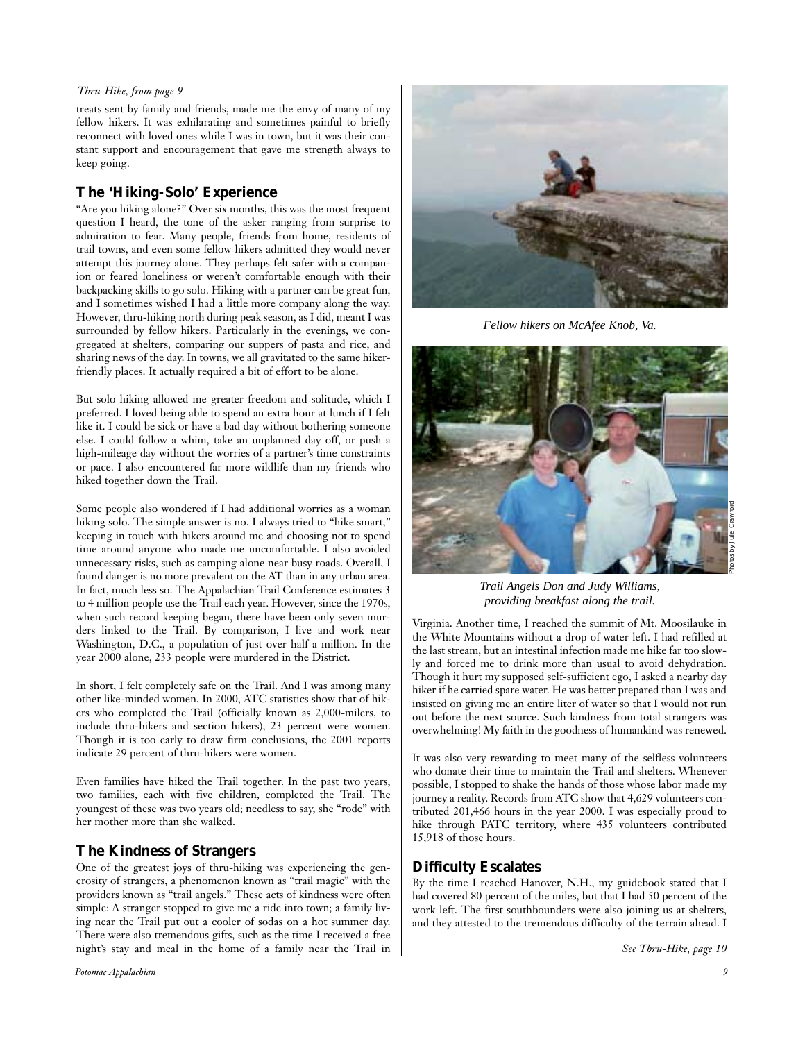*Thru-Hike, from page 9*

treats sent by family and friends, made me the envy of many of my fellow hikers. It was exhilarating and sometimes painful to briefly reconnect with loved ones while I was in town, but it was their constant support and encouragement that gave me strength always to keep going.

## The 'Hiking-Solo' Experience

"Are you hiking alone?" Over six months, this was the most frequent question I heard, the tone of the asker ranging from surprise to admiration to fear. Many people, friends from home, residents of trail towns, and even some fellow hikers admitted they would never attempt this journey alone. They perhaps felt safer with a companion or feared loneliness or weren't comfortable enough with their backpacking skills to go solo. Hiking with a partner can be great fun, and I sometimes wished I had a little more company along the way. However, thru-hiking north during peak season, as I did, meant I was surrounded by fellow hikers. Particularly in the evenings, we congregated at shelters, comparing our suppers of pasta and rice, and sharing news of the day. In towns, we all gravitated to the same hiker-friendly places. It actually required a bit of effort to be alone.

But solo hiking allowed me greater freedom and solitude, which I preferred. I loved being able to spend an extra hour at lunch if I felt like it. I could be sick or have a bad day without bothering someone else. I could follow a whim, take an unplanned day off, or push a high-mileage day without the worries of a partner's time constraints or pace. I also encountered far more wildlife than my friends who hiked together down the Trail.

Some people also wondered if I had additional worries as a woman hiking solo. The simple answer is no. I always tried to "hike smart," keeping in touch with hikers around me and choosing not to spend time around anyone who made me uncomfortable. I also avoided unnecessary risks, such as camping alone near busy roads. Overall, I found danger is no more prevalent on the AT than in any urban area. In fact, much less so. The Appalachian Trail Conference estimates 3 to 4 million people use the Trail each year. However, since the 1970s, when such record keeping began, there have been only seven murders linked to the Trail. By comparison, I live and work near Washington, D.C., a population of just over half a million. In the year 2000 alone, 233 people were murdered in the District.

In short, I felt completely safe on the Trail. And I was among many other like-minded women. In 2000, ATC statistics show that of hikers who completed the Trail (officially known as 2,000-milers, to include thru-hikers and section hikers), 23 percent were women. Though it is too early to draw firm conclusions, the 2001 reports indicate 29 percent of thru-hikers were women.

Even families have hiked the Trail together. In the past two years, two families, each with five children, completed the Trail. The youngest of these was two years old; needless to say, she "rode" with her mother more than she walked.

## The Kindness of Strangers

One of the greatest joys of thru-hiking was experiencing the generosity of strangers, a phenomenon known as "trail magic" with the providers known as "trail angels." These acts of kindness were often simple: A stranger stopped to give me a ride into town; a family living near the Trail put out a cooler of sodas on a hot summer day. There were also tremendous gifts, such as the time I received a free night's stay and meal in the home of a family near the Trail in Virginia. Another time, I reached the summit of Mt. Moosilauke in the White Mountains without a drop of water left. I had refilled at the last stream, but an intestinal infection made me hike far too slowly and forced me to drink more than usual to avoid dehydration. Though it hurt my supposed self-sufficient ego, I asked a nearby day hiker if he carried spare water. He was better prepared than I was and insisted on giving me an entire liter of water so that I would not run out before the next source. Such kindness from total strangers was overwhelming! My faith in the goodness of humankind was renewed.

*Fellow hikers on McAfee Knob, Va.*

*Trail Angels Don and Judy Williams, providing breakfast along the trail.*

Photos by Julie Crawford

It was also very rewarding to meet many of the selfless volunteers who donate their time to maintain the Trail and shelters. Whenever possible, I stopped to shake the hands of those whose labor made my journey a reality. Records from ATC show that 4,629 volunteers contributed 201,466 hours in the year 2000. I was especially proud to hike through PATC territory, where 435 volunteers contributed 15,918 of those hours.

## Difficulty Escalates

By the time I reached Hanover, N.H., my guidebook stated that I had covered 80 percent of the miles, but that I had 50 percent of the work left. The first southbounders were also joining us at shelters, and they attested to the tremendous difficulty of the terrain ahead. I

*See Thru-Hike, page 10*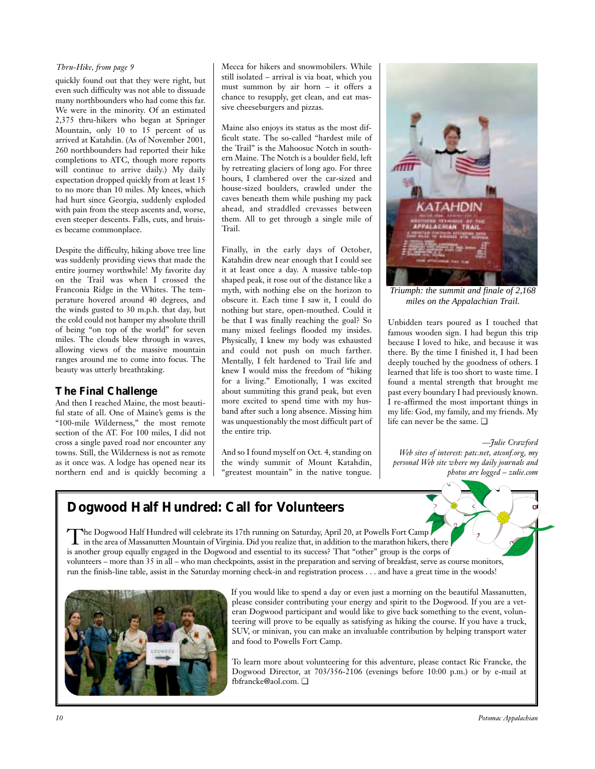*Thru-Hike, from page 9*

quickly found out that they were right, but even such difficulty was not able to dissuade many northbounders who had come this far. We were in the minority. Of an estimated 2,375 thru-hikers who began at Springer Mountain, only 10 to 15 percent of us arrived at Katahdin. (As of November 2001, 260 northbounders had reported their hike completions to ATC, though more reports will continue to arrive daily.) My daily expectation dropped quickly from at least 15 to no more than 10 miles. My knees, which had hurt since Georgia, suddenly exploded with pain from the steep ascents and, worse, even steeper descents. Falls, cuts, and bruises became commonplace.

Despite the difficulty, hiking above tree line was suddenly providing views that made the entire journey worthwhile! My favorite day on the Trail was when I crossed the Franconia Ridge in the Whites. The temperature hovered around 40 degrees, and the winds gusted to 30 m.p.h. that day, but the cold could not hamper my absolute thrill of being "on top of the world" for seven miles. The clouds blew through in waves, allowing views of the massive mountain ranges around me to come into focus. The beauty was utterly breathtaking.

## The Final Challenge

And then I reached Maine, the most beautiful state of all. One of Maine's gems is the "100-mile Wilderness," the most remote section of the AT. For 100 miles, I did not cross a single paved road nor encounter any towns. Still, the Wilderness is not as remote as it once was. A lodge has opened near its northern end and is quickly becoming a Mecca for hikers and snowmobilers. While still isolated – arrival is via boat, which you must summon by air horn – it offers a chance to resupply, get clean, and eat massive cheeseburgers and pizzas.

Maine also enjoys its status as the most difficult state. The so-called "hardest mile of the Trail" is the Mahoosuc Notch in southern Maine. The Notch is a boulder field, left by retreating glaciers of long ago. For three hours, I clambered over the car-sized and house-sized boulders, crawled under the caves beneath them while pushing my pack ahead, and straddled crevasses between them. All to get through a single mile of Trail.

Finally, in the early days of October, Katahdin drew near enough that I could see it at least once a day. A massive table-top shaped peak, it rose out of the distance like a myth, with nothing else on the horizon to obscure it. Each time I saw it, I could do nothing but stare, open-mouthed. Could it be that I was finally reaching the goal? So many mixed feelings flooded my insides. Physically, I knew my body was exhausted and could not push on much farther. Mentally, I felt hardened to Trail life and knew I would miss the freedom of "hiking for a living." Emotionally, I was excited about summiting this grand peak, but even more excited to spend time with my husband after such a long absence. Missing him was unquestionably the most difficult part of the entire trip.

And so I found myself on Oct. 4, standing on the windy summit of Mount Katahdin, "greatest mountain" in the native tongue.

*Triumph: the summit and finale of 2,168 miles on the Appalachian Trail.*

Unbidden tears poured as I touched that famous wooden sign. I had begun this trip because I loved to hike, and because it was there. By the time I finished it, I had been deeply touched by the goodness of others. I learned that life is too short to waste time. I found a mental strength that brought me past every boundary I had previously known. I re-affirmed the most important things in my life: God, my family, and my friends. My life can never be the same. ❑

*—Julie Crawford*

*Web sites of interest: patc.net, atconf.org, my personal Web site where my daily journals and photos are logged – zulie.com*

## Dogwood Half Hundred: Call for Volunteers

The Dogwood Half Hundred will celebrate its 17th running on Saturday, April 20, at Powells Fort Camp in the area of Massanutten Mountain of Virginia. Did you realize that, in addition to the marathon hikers, there is another group equally engaged in the Dogwood and essential to its success? That "other" group is the corps of volunteers – more than 35 in all – who man checkpoints, assist in the preparation and serving of breakfast, serve as course monitors, run the finish-line table, assist in the Saturday morning check-in and registration process . . . and have a great time in the woods!

If you would like to spend a day or even just a morning on the beautiful Massanutten, please consider contributing your energy and spirit to the Dogwood. If you are a veteran Dogwood participant and would like to give back something to the event, volunteering will prove to be equally as satisfying as hiking the course. If you have a truck, SUV, or minivan, you can make an invaluable contribution by helping transport water and food to Powells Fort Camp.

To learn more about volunteering for this adventure, please contact Ric Francke, the Dogwood Director, at 703/356-2106 (evenings before 10:00 p.m.) or by e-mail at fbfrancke@aol.com. ❑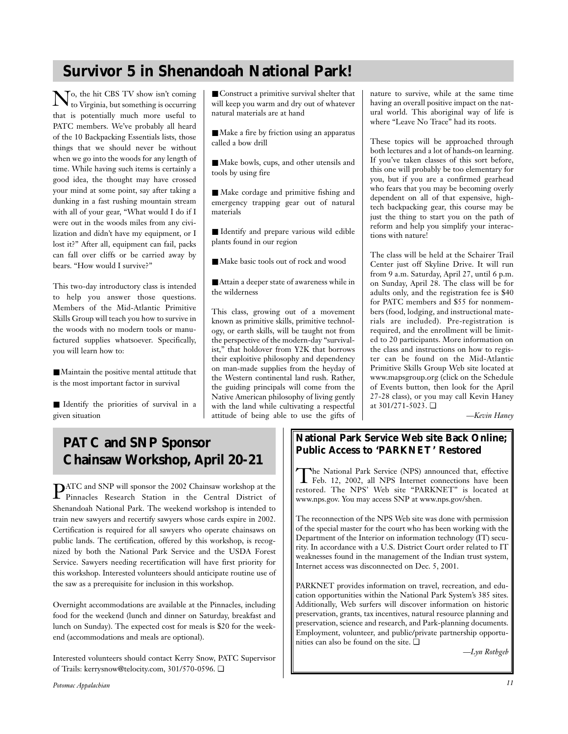## Survivor 5 in Shenandoah National Park!

No, the hit CBS TV show isn't coming to Virginia, but something is occurring that is potentially much more useful to PATC members. We've probably all heard of the 10 Backpacking Essentials lists, those things that we should never be without when we go into the woods for any length of time. While having such items is certainly a good idea, the thought may have crossed your mind at some point, say after taking a dunking in a fast rushing mountain stream with all of your gear, "What would I do if I were out in the woods miles from any civilization and didn't have my equipment, or I lost it?" After all, equipment can fail, packs can fall over cliffs or be carried away by bears. "How would I survive?"

This two-day introductory class is intended to help you answer those questions. Members of the Mid-Atlantic Primitive Skills Group will teach you how to survive in the woods with no modern tools or manufactured supplies whatsoever. Specifically, you will learn how to:

- Maintain the positive mental attitude that is the most important factor in survival
- Identify the priorities of survival in a given situation
- Construct a primitive survival shelter that will keep you warm and dry out of whatever natural materials are at hand
- Make a fire by friction using an apparatus called a bow drill
- Make bowls, cups, and other utensils and tools by using fire
- Make cordage and primitive fishing and emergency trapping gear out of natural materials
- Identify and prepare various wild edible plants found in our region
- Make basic tools out of rock and wood
- Attain a deeper state of awareness while in the wilderness

This class, growing out of a movement known as primitive skills, primitive technology, or earth skills, will be taught not from the perspective of the modern-day "survivalist," that holdover from Y2K that borrows their exploitive philosophy and dependency on man-made supplies from the heyday of the Western continental land rush. Rather, the guiding principals will come from the Native American philosophy of living gently with the land while cultivating a respectful attitude of being able to use the gifts of nature to survive, while at the same time having an overall positive impact on the natural world. This aboriginal way of life is where "Leave No Trace" had its roots.

These topics will be approached through both lectures and a lot of hands-on learning. If you've taken classes of this sort before, this one will probably be too elementary for you, but if you are a confirmed gearhead who fears that you may be becoming overly dependent on all of that expensive, high-tech backpacking gear, this course may be just the thing to start you on the path of reform and help you simplify your interactions with nature!

The class will be held at the Schairer Trail Center just off Skyline Drive. It will run from 9 a.m. Saturday, April 27, until 6 p.m. on Sunday, April 28. The class will be for adults only, and the registration fee is $40 for PATC members and $55 for nonmembers (food, lodging, and instructional materials are included). Pre-registration is required, and the enrollment will be limited to 20 participants. More information on the class and instructions on how to register can be found on the Mid-Atlantic Primitive Skills Group Web site located at www.mapsgroup.org (click on the Schedule of Events button, then look for the April 27-28 class), or you may call Kevin Haney at 301/271-5023. ❑

*—Kevin Haney*

## PATC and SNP Sponsor Chainsaw Workshop, April 20-21

PATC and SNP will sponsor the 2002 Chainsaw workshop at the Pinnacles Research Station in the Central District of Shenandoah National Park. The weekend workshop is intended to train new sawyers and recertify sawyers whose cards expire in 2002. Certification is required for all sawyers who operate chainsaws on public lands. The certification, offered by this workshop, is recognized by both the National Park Service and the USDA Forest Service. Sawyers needing recertification will have first priority for this workshop. Interested volunteers should anticipate routine use of the saw as a prerequisite for inclusion in this workshop.

Overnight accommodations are available at the Pinnacles, including food for the weekend (lunch and dinner on Saturday, breakfast and lunch on Sunday). The expected cost for meals is $20 for the weekend (accommodations and meals are optional).

Interested volunteers should contact Kerry Snow, PATC Supervisor of Trails: kerrysnow@telocity.com, 301/570-0596. ❑

## National Park Service Web site Back Online; Public Access to 'PARKNET' Restored

The National Park Service (NPS) announced that, effective Feb. 12, 2002, all NPS Internet connections have been restored. The NPS' Web site "PARKNET" is located at www.nps.gov. You may access SNP at www.nps.gov/shen.

The reconnection of the NPS Web site was done with permission of the special master for the court who has been working with the Department of the Interior on information technology (IT) security. In accordance with a U.S. District Court order related to IT weaknesses found in the management of the Indian trust system, Internet access was disconnected on Dec. 5, 2001.

PARKNET provides information on travel, recreation, and education opportunities within the National Park System's 385 sites. Additionally, Web surfers will discover information on historic preservation, grants, tax incentives, natural resource planning and preservation, science and research, and Park-planning documents. Employment, volunteer, and public/private partnership opportunities can also be found on the site. ❑

*—Lyn Rothgeb*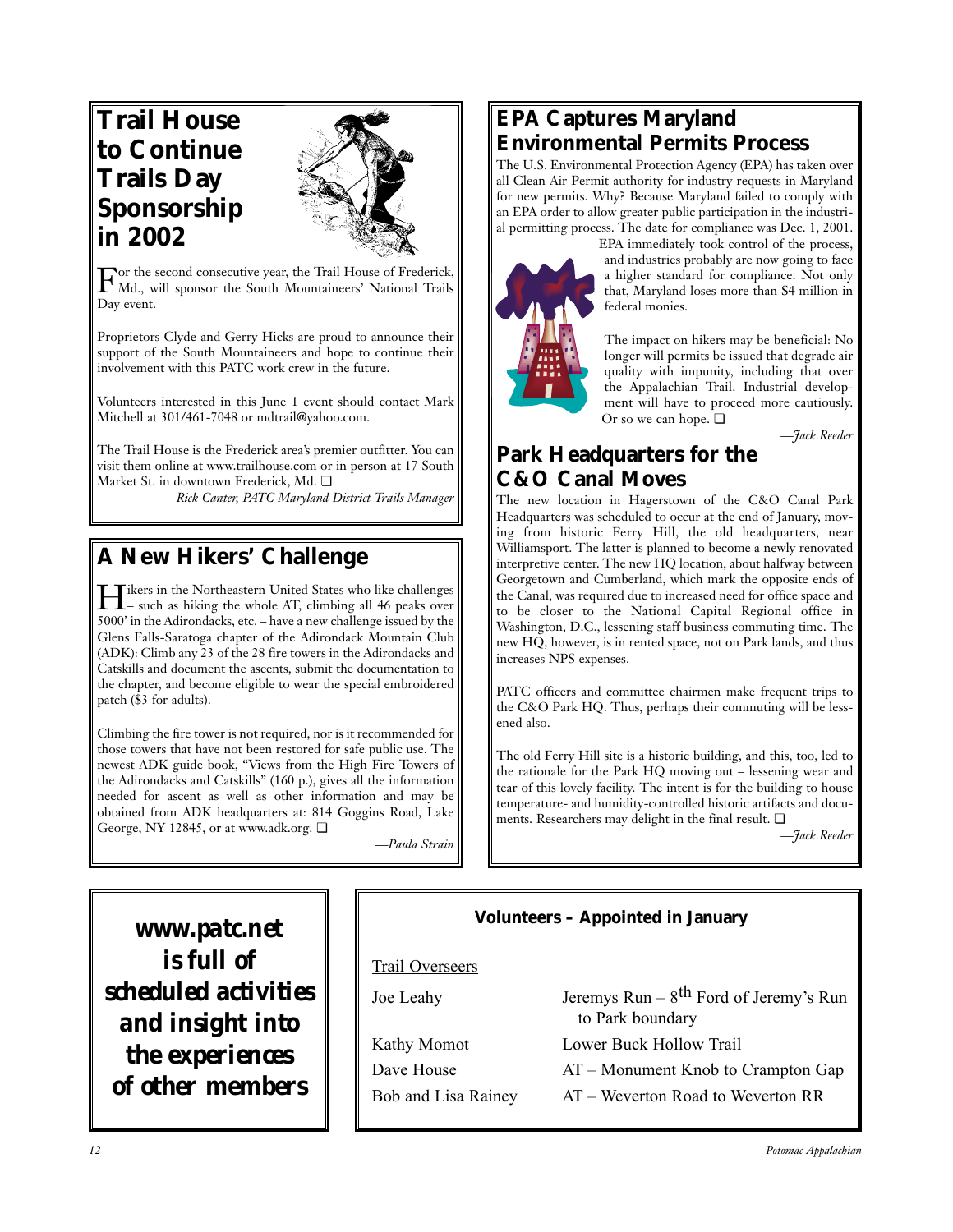## Trail House to Continue Trails Day Sponsorship in 2002

For the second consecutive year, the Trail House of Frederick, Md., will sponsor the South Mountaineers' National Trails Day event.

Proprietors Clyde and Gerry Hicks are proud to announce their support of the South Mountaineers and hope to continue their involvement with this PATC work crew in the future.

Volunteers interested in this June 1 event should contact Mark Mitchell at 301/461-7048 or mdtrail@yahoo.com.

The Trail House is the Frederick area's premier outfitter. You can visit them online at www.trailhouse.com or in person at 17 South Market St. in downtown Frederick, Md. ❑

*—Rick Canter, PATC Maryland District Trails Manager*

## A New Hikers' Challenge

Hikers in the Northeastern United States who like challenges – such as hiking the whole AT, climbing all 46 peaks over 5000' in the Adirondacks, etc. – have a new challenge issued by the Glens Falls-Saratoga chapter of the Adirondack Mountain Club (ADK): Climb any 23 of the 28 fire towers in the Adirondacks and Catskills and document the ascents, submit the documentation to the chapter, and become eligible to wear the special embroidered patch ($3 for adults).

Climbing the fire tower is not required, nor is it recommended for those towers that have not been restored for safe public use. The newest ADK guide book, "Views from the High Fire Towers of the Adirondacks and Catskills" (160 p.), gives all the information needed for ascent as well as other information and may be obtained from ADK headquarters at: 814 Goggins Road, Lake George, NY 12845, or at www.adk.org. ❑

*—Paula Strain*

## EPA Captures Maryland Environmental Permits Process

The U.S. Environmental Protection Agency (EPA) has taken over all Clean Air Permit authority for industry requests in Maryland for new permits. Why? Because Maryland failed to comply with an EPA order to allow greater public participation in the industrial permitting process. The date for compliance was Dec. 1, 2001. EPA immediately took control of the process, and industries probably are now going to face a higher standard for compliance. Not only that, Maryland loses more than $4 million in federal monies.

The impact on hikers may be beneficial: No longer will permits be issued that degrade air quality with impunity, including that over the Appalachian Trail. Industrial development will have to proceed more cautiously. Or so we can hope. ❑

*—Jack Reeder*

## Park Headquarters for the C&O Canal Moves

The new location in Hagerstown of the C&O Canal Park Headquarters was scheduled to occur at the end of January, moving from historic Ferry Hill, the old headquarters, near Williamsport. The latter is planned to become a newly renovated interpretive center. The new HQ location, about halfway between Georgetown and Cumberland, which mark the opposite ends of the Canal, was required due to increased need for office space and to be closer to the National Capital Regional office in Washington, D.C., lessening staff business commuting time. The new HQ, however, is in rented space, not on Park lands, and thus increases NPS expenses.

PATC officers and committee chairmen make frequent trips to the C&O Park HQ. Thus, perhaps their commuting will be lessened also.

The old Ferry Hill site is a historic building, and this, too, led to the rationale for the Park HQ moving out – lessening wear and tear of this lovely facility. The intent is for the building to house temperature- and humidity-controlled historic artifacts and documents. Researchers may delight in the final result. ❑

*—Jack Reeder*

**www.patc.net is full of scheduled activities and insight into the experiences of other members**

### Volunteers – Appointed in January

Trail Overseers

| | |
|---|---|
| Joe Leahy | Jeremys Run – 8th Ford of Jeremy's Run to Park boundary |
| Kathy Momot | Lower Buck Hollow Trail |
| Dave House | AT – Monument Knob to Crampton Gap |
| Bob and Lisa Rainey | AT – Weverton Road to Weverton RR |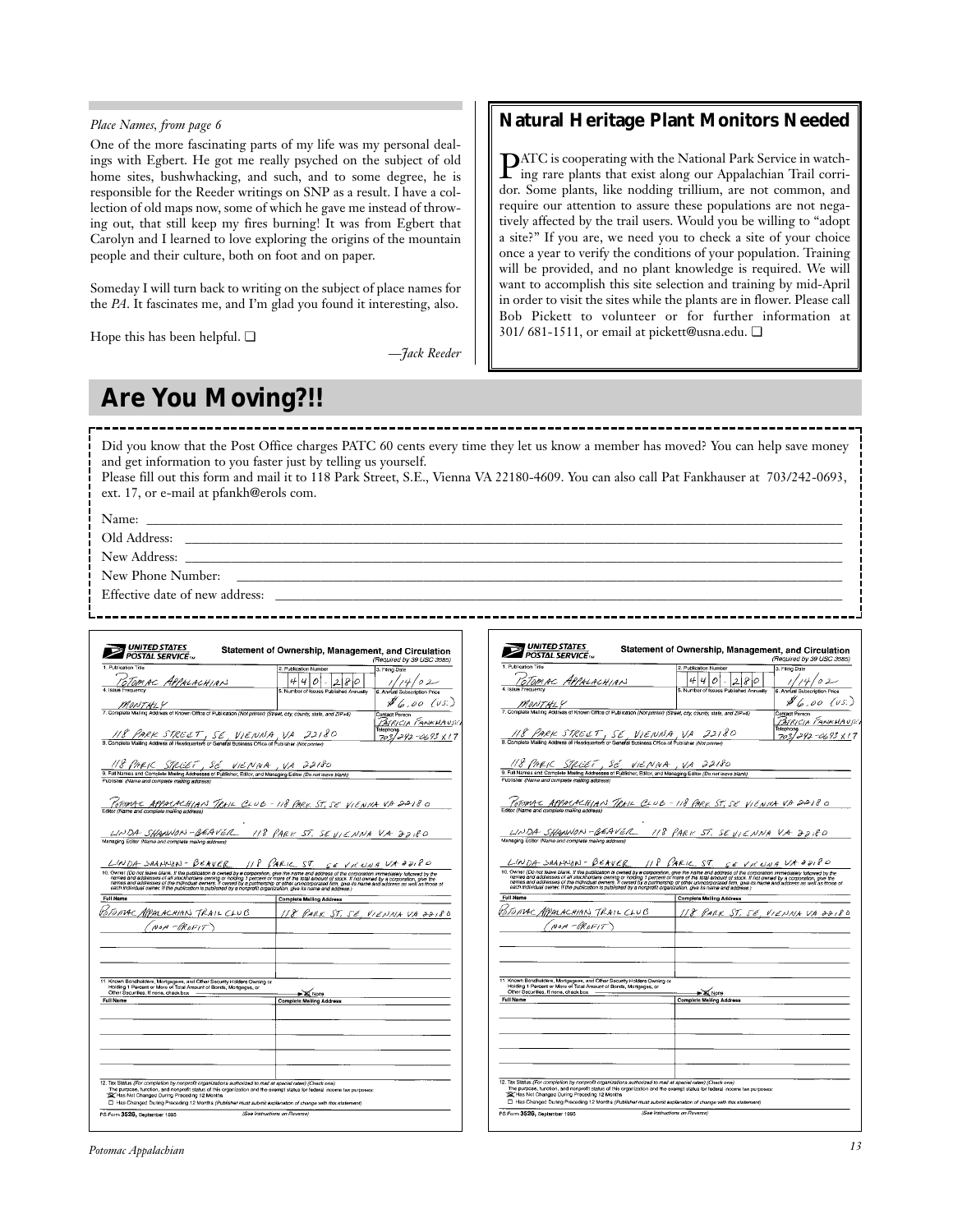*Place Names, from page 6*

One of the more fascinating parts of my life was my personal dealings with Egbert. He got me really psyched on the subject of old home sites, bushwhacking, and such, and to some degree, he is responsible for the Reeder writings on SNP as a result. I have a collection of old maps now, some of which he gave me instead of throwing out, that still keep my fires burning! It was from Egbert that Carolyn and I learned to love exploring the origins of the mountain people and their culture, both on foot and on paper.

Someday I will turn back to writing on the subject of place names for the *PA*. It fascinates me, and I'm glad you found it interesting, also.

Hope this has been helpful. ❑

—*Jack Reeder*

## Natural Heritage Plant Monitors Needed

PATC is cooperating with the National Park Service in watching rare plants that exist along our Appalachian Trail corridor. Some plants, like nodding trillium, are not common, and require our attention to assure these populations are not negatively affected by the trail users. Would you be willing to "adopt a site?" If you are, we need you to check a site of your choice once a year to verify the conditions of your population. Training will be provided, and no plant knowledge is required. We will want to accomplish this site selection and training by mid-April in order to visit the sites while the plants are in flower. Please call Bob Pickett to volunteer or for further information at 301/ 681-1511, or email at pickett@usna.edu. ❑

## Are You Moving?!!

Did you know that the Post Office charges PATC 60 cents every time they let us know a member has moved? You can help save money and get information to you faster just by telling us yourself.
Please fill out this form and mail it to 118 Park Street, S.E., Vienna VA 22180-4609. You can also call Pat Fankhauser at 703/242-0693, ext. 17, or e-mail at pfankh@erols com.

Name: ______________________________

Old Address: ______________________________

New Address: ______________________________

New Phone Number: ______________________________

Effective date of new address: ______________________________

**UNITED STATES POSTAL SERVICE** — **Statement of Ownership, Management, and Circulation** (Required by 39 USC 3685)

1. Publication Title: POTOMAC APPALACHIAN
2. Publication Number: 440-280
3. Filing Date: 1/14/02
4. Issue Frequency: MONTHLY
5. Number of Issues Published Annually:
6. Annual Subscription Price: $6.00 (US.)
7. Complete Mailing Address of Known Office of Publication (Not printer) (Street, city, county, state, and ZIP+4): 118 PARK STREET, SE, VIENNA, VA 22180 — Contact Person: PATRICIA FANKHAUSER; Telephone: 703/242-0693 X17
8. Complete Mailing Address of Headquarters or General Business Office of Publisher (Not printer): 118 PARK STREET, SE, VIENNA, VA 22180
9. Full Names and Complete Mailing Addresses of Publisher, Editor, and Managing Editor (Do not leave blank)
   - Publisher (Name and complete mailing address): POTOMAC APPALACHIAN TRAIL CLUB - 118 PARK ST, SE VIENNA VA 22180
   - Editor (Name and complete mailing address): LINDA SHANNON-BEAVER 118 PARK ST. SE VIENNA VA 22180
   - Managing Editor (Name and complete mailing address): LINDA SHANNON-BEAVER 118 PARK ST SE VIENNA VA 22180
10. Owner (Do not leave blank. If the publication is owned by a corporation, give the name and address of the corporation immediately followed by the names and addresses of all stockholders owning or holding 1 percent or more of the total amount of stock. If not owned by a corporation, give the names and addresses of the individual owners. If owned by a partnership or other unincorporated firm, give its name and address as well as those of each individual owner. If the publication is published by a nonprofit organization, give its name and address.)

| Full Name | Complete Mailing Address |
|---|---|
| POTOMAC APPALACHIAN TRAIL CLUB (NON-PROFIT) | 118 PARK ST, SE, VIENNA VA 22180 |

11. Known Bondholders, Mortgagees, and Other Security Holders Owning or Holding 1 Percent or More of Total Amount of Bonds, Mortgages, or Other Securities. If none, check box → ☒ None

| Full Name | Complete Mailing Address |
|---|---|
| | |

12. Tax Status (For completion by nonprofit organizations authorized to mail at special rates) (Check one)
The purpose, function, and nonprofit status of this organization and the exempt status for federal income tax purposes:
☒ Has Not Changed During Preceding 12 Months
☐ Has Changed During Preceding 12 Months (Publisher must submit explanation of change with this statement)

PS Form 3526, September 1995 (See Instructions on Reverse)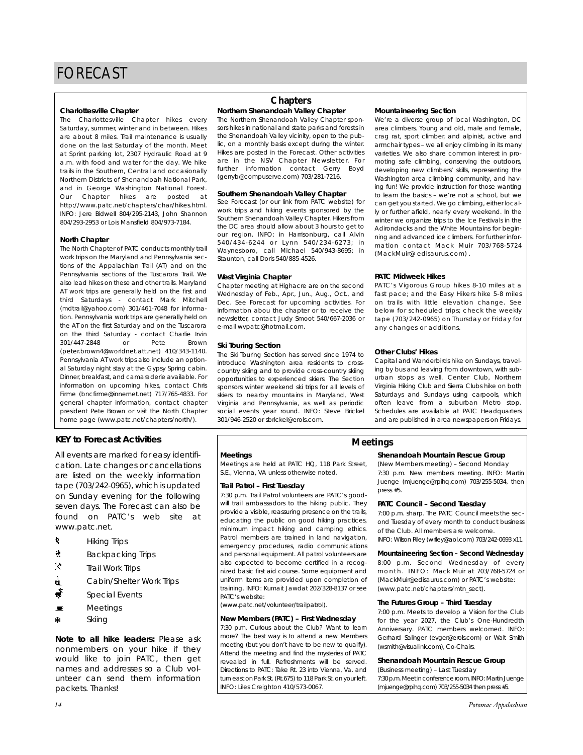# FORECAST

## Chapters

### Charlottesville Chapter

The Charlottesville Chapter hikes every Saturday, summer, winter and in between. Hikes are about 8 miles. Trail maintenance is usually done on the last Saturday of the month. Meet at Sprint parking lot, 2307 Hydraulic Road at 9 a.m. with food and water for the day. We hike trails in the Southern, Central and occasionally Northern Districts of Shenandoah National Park, and in George Washington National Forest. Our Chapter hikes are posted at http://www.patc.net/chapters/char/hikes.html. INFO: Jere Bidwell 804/295-2143, John Shannon 804/293-2953 or Lois Mansfield 804/973-7184.

### North Chapter

The North Chapter of PATC conducts monthly trail work trips on the Maryland and Pennsylvania sections of the Appalachian Trail (AT) and on the Pennsylvania sections of the Tuscarora Trail. We also lead hikes on these and other trails. Maryland AT work trips are generally held on the first and third Saturdays - contact Mark Mitchell (mdtrail@yahoo.com) 301/461-7048 for information. Pennsylvania work trips are generally held on the AT on the first Saturday and on the Tuscarora on the third Saturday - contact Charlie Irvin 301/447-2848 or Pete Brown (peter.brown4@worldnet.att.net) 410/343-1140. Pennsylvania AT work trips also include an optional Saturday night stay at the Gypsy Spring cabin. Dinner, breakfast, and camaraderie available. For information on upcoming hikes, contact Chris Firme (bncfirme@innernet.net) 717/765-4833. For general chapter information, contact chapter president Pete Brown or visit the North Chapter home page (www.patc.net/chapters/north/).

### Northern Shenandoah Valley Chapter

The Northern Shenandoah Valley Chapter sponsors hikes in national and state parks and forests in the Shenandoah Valley vicinity, open to the public, on a monthly basis except during the winter. Hikes are posted in the Forecast. Other activities are in the NSV Chapter Newsletter. For further information contact Gerry Boyd (gerryb@compuserve.com) 703/281-7216.

### Southern Shenandoah Valley Chapter

See Forecast (or our link from PATC website) for work trips and hiking events sponsored by the Southern Shenandoah Valley Chapter. Hikers from the DC area should allow about 3 hours to get to our region. INFO: in Harrisonburg, call Alvin 540/434-6244 or Lynn 540/234-6273; in Waynesboro, call Michael 540/943-8695; in Staunton, call Doris 540/885-4526.

### West Virginia Chapter

Chapter meeting at Highacre are on the second Wednesday of Feb., Apr., Jun., Aug., Oct., and Dec. See Forecast for upcoming activities. For information abou the chapter or to receive the newsletter, contact Judy Smoot 540/667-2036 or e-mail wvpatc@hotmail.com.

### Ski Touring Section

The Ski Touring Section has served since 1974 to introduce Washington area residents to cross-country skiing and to provide cross-country skiing opportunities to experienced skiers. The Section sponsors winter weekend ski trips for all levels of skiers to nearby mountains in Maryland, West Virginia and Pennsylvania, as well as periodic social events year round. INFO: Steve Brickel 301/946-2520 or sbrickel@erols.com.

### Mountaineering Section

We're a diverse group of local Washington, DC area climbers. Young and old, male and female, crag rat, sport climber, and alpinist, active and armchair types – we all enjoy climbing in its many varieties. We also share common interest in promoting safe climbing, conserving the outdoors, developing new climbers' skills, representing the Washington area climbing community, and having fun! We provide instruction for those wanting to learn the basics – we're not a school, but we can get you started. We go climbing, either locally or further afield, nearly every weekend. In the winter we organize trips to the Ice Festivals in the Adirondacks and the White Mountains for beginning and advanced ice climbers. For further information contact Mack Muir 703/768-5724 (MackMuir@ edisaurus.com) .

### PATC Midweek Hikes

PATC's Vigorous Group hikes 8-10 miles at a fast pace; and the Easy Hikers hike 5-8 miles on trails with little elevation change. See below for scheduled trips; check the weekly tape (703/242-0965) on Thursday or Friday for any changes or additions.

### Other Clubs' Hikes

Capital and Wanderbirds hike on Sundays, traveling by bus and leaving from downtown, with suburban stops as well. Center Club, Northern Virginia Hiking Club and Sierra Clubs hike on both Saturdays and Sundays using carpools, which often leave from a suburban Metro stop. Schedules are available at PATC Headquarters and are published in area newspapers on Fridays.

## KEY to Forecast Activities

All events are marked for easy identification. Late changes or cancellations are listed on the weekly information tape (703/242-0965), which is updated on Sunday evening for the following seven days. The Forecast can also be found on PATC's web site at www.patc.net.

- Hiking Trips
- Backpacking Trips
- Trail Work Trips
- Cabin/Shelter Work Trips
- Special Events
- Meetings
- Skiing

**Note to all hike leaders:** Please ask nonmembers on your hike if they would like to join PATC, then get names and addresses so a Club volunteer can send them information packets. Thanks!

## Meetings

### Meetings

Meetings are held at PATC HQ, 118 Park Street, S.E., Vienna, VA unless otherwise noted.

### Trail Patrol – First Tuesday

7:30 p.m. Trail Patrol volunteers are PATC's goodwill trail ambassadors to the hiking public. They provide a visible, reassuring presence on the trails, educating the public on good hiking practices, minimum impact hiking and camping ethics. Patrol members are trained in land navigation, emergency procedures, radio communications and personal equipment. All patrol volunteers are also expected to become certified in a recognized basic first aid course. Some equipment and uniform items are provided upon completion of training. INFO: Kumait Jawdat 202/328-8137 or see PATC's website: (www.patc.net/volunteer/trailpatrol).

### New Members (PATC) – First Wednesday

7:30 p.m. Curious about the Club? Want to learn more? The best way is to attend a new Members meeting (but you don't have to be new to qualify). Attend the meeting and find the mysteries of PATC revealed in full. Refreshments will be served. Directions to PATC: Take Rt. 23 into Vienna, Va. and turn east on Park St. (Rt.675) to 118 Park St. on your left. INFO: Liles Creighton 410/573-0067.

### Shenandoah Mountain Rescue Group

(New Members meeting) – Second Monday

7:30 p.m. New members meeting. INFO: Martin Juenge (mjuenge@rpihq.com) 703/255-5034, then press #5.

### PATC Council – Second Tuesday

7:00 p.m. sharp. The PATC Council meets the second Tuesday of every month to conduct business of the Club. All members are welcome.
INFO: Wilson Riley (wriley@aol.com) 703/242-0693 x11.

### Mountaineering Section – Second Wednesday

8:00 p.m. Second Wednesday of every month. INFO: Mack Muir at 703/768-5724 or (MackMuir@edisaurus.com) or PATC's website: (www.patc.net/chapters/mtn_sect).

### The Futures Group – Third Tuesday

7:00 p.m. Meets to develop a Vision for the Club for the year 2027, the Club's One-Hundredth Anniversary. PATC members welcomed. INFO: Gerhard Salinger (evger@erols.com) or Walt Smith (wsmith@visuallink.com), Co-Chairs.

### Shenandoah Mountain Rescue Group

(Business meeting) – Last Tuesday

7:30 p.m. Meet in conference room. INFO: Martin Juenge (mjuenge@rpihq.com) 703/255-5034 then press #5.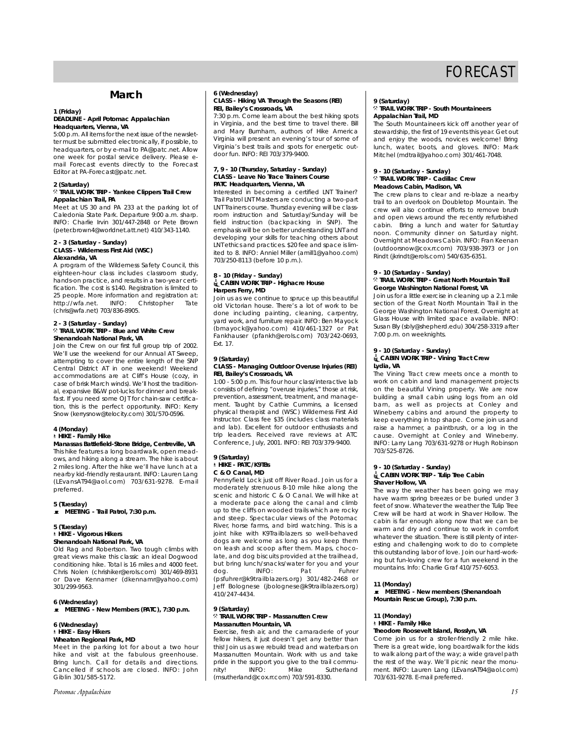# FORECAST

## March

**1 (Friday)**
**DEADLINE - April Potomac Appalachian**
**Headquarters, Vienna, VA**

5:00 p.m. All items for the next issue of the newsletter must be submitted electronically, if possible, to headquarters, or by e-mail to PA@patc.net. Allow one week for postal service delivery. Please e-mail Forecast events directly to the Forecast Editor at PA-Forecast@patc.net.

**2 (Saturday)**
**TRAIL WORK TRIP - Yankee Clippers Trail Crew**
**Appalachian Trail, PA**

Meet at US 30 and PA 233 at the parking lot of Caledonia State Park. Departure 9:00 a.m. sharp. INFO: Charlie Irvin 301/447-2848 or Pete Brown (peter.brown4@worldnet.att.net) 410/343-1140.

**2 - 3 (Saturday - Sunday)**
**CLASS - Wilderness First Aid (WSC)**
**Alexandria, VA**

A program of the Wilderness Safety Council, this eighteen-hour class includes classroom study, hands-on practice, and results in a two-year certification. The cost is $140. Registration is limited to 25 people. More information and registration at: http://wfa.net. INFO: Christopher Tate (chris@wfa.net) 703/836-8905.

**2 - 3 (Saturday - Sunday)**
**TRAIL WORK TRIP - Blue and White Crew**
**Shenandoah National Park, VA**

Join the Crew on our first full group trip of 2002. We'll use the weekend for our Annual AT Sweep, attempting to cover the entire length of the SNP Central District AT in one weekend! Weekend accommodations are at Cliff's House (cozy, in case of brisk March winds). We'll host the traditional, expansive B&W pot-lucks for dinner and breakfast. If you need some OJT for chain-saw certification, this is the perfect opportunity. INFO: Kerry Snow (kerrysnow@telocity.com) 301/570-0596.

**4 (Monday)**
**HIKE - Family Hike**
**Manassas Battlefield-Stone Bridge, Centreville, VA**

This hike features a long boardwalk, open meadows, and hiking along a stream. The hike is about 2 miles long. After the hike we'll have lunch at a nearby kid-friendly restaurant. INFO: Lauren Lang (LEvansAT94@aol.com) 703/631-9278. E-mail preferred.

**5 (Tuesday)**
**MEETING - Trail Patrol, 7:30 p.m.**

**5 (Tuesday)**
**HIKE - Vigorous Hikers**
**Shenandoah National Park, VA**

Old Rag and Robertson. Two tough climbs with great views make this classic an ideal Dogwood conditioning hike. Total is 16 miles and 4000 feet. Chris Nolen (chrishiker@erols.com) 301/469-8931 or Dave Kennamer (dkennamr@yahoo.com) 301/299-9563.

**6 (Wednesday)**
**MEETING - New Members (PATC), 7:30 p.m.**

**6 (Wednesday)**
**HIKE - Easy Hikers**
**Wheaton Regional Park, MD**

Meet in the parking lot for about a two hour hike and visit at the fabulous greenhouse. Bring lunch. Call for details and directions. Cancelled if schools are closed. INFO: John Giblin 301/585-5172.

**6 (Wednesday)**
**CLASS - Hiking VA Through the Seasons (REI)**
**REI, Bailey's Crossroads, VA**

7:30 p.m. Come learn about the best hiking spots in Virginia, and the best time to travel there. Bill and Mary Burnham, authors of Hike America Virginia will present an evening's tour of some of Virginia's best trails and spots for energetic outdoor fun. INFO: REI 703/379-9400.

**7, 9 - 10 (Thursday, Saturday - Sunday)**
**CLASS - Leave No Trace Trainers Course**
**PATC Headquarters, Vienna, VA**

Interested in becoming a certified LNT Trainer? Trail Patrol LNT Masters are conducting a two-part LNT Trainers course. Thursday evening will be classroom instruction and Saturday/Sunday will be field instruction (backpacking in SNP). The emphasis will be on better understanding LNT and developing your skills for teaching others about LNT ethics and practices. $20 fee and space is limited to 8. INFO: Anniel Miller (amill1@yahoo.com) 703/250-8113 (before 10 p.m.).

**8 - 10 (Friday - Sunday)**
**CABIN WORK TRIP - Highacre House**
**Harpers Ferry, MD**

Join us as we continue to spruce up this beautiful old Victorian house. There's a lot of work to be done including painting, cleaning, carpentry, yard work, and furniture repair. INFO: Ben Mayock (bmayock@yahoo.com) 410/461-1327 or Pat Fankhauser (pfankh@erols.com) 703/242-0693, Ext. 17.

**9 (Saturday)**
**CLASS - Managing Outdoor Overuse Injuries (REI)**
**REI, Bailey's Crossroads, VA**

1:00 - 5:00 p.m. This four hour class/interactive lab consists of defining "overuse injuries," those at risk, prevention, assessment, treatment, and management. Taught by Cathie Cummins, a licensed physical therapist and (WSC) Wilderness First Aid Instructor. Class fee $35 (includes class materials and lab). Excellent for outdoor enthusiasts and trip leaders. Received rave reviews at ATC Conference, July, 2001. INFO: REI 703/379-9400.

**9 (Saturday)**
**HIKE - PATC/K9TBs**
**C & O Canal, MD**

Pennyfield Lock just off River Road. Join us for a moderately strenuous 8-10 mile hike along the scenic and historic C & O Canal. We will hike at a moderate pace along the canal and climb up to the cliffs on wooded trails which are rocky and steep. Spectacular views of the Potomac River, horse farms, and bird watching. This is a joint hike with K9Trailblazers so well-behaved dogs are welcome as long as you keep them on leash and scoop after them. Maps, chocolate, and dog biscuits provided at the trailhead, but bring lunch/snacks/water for you and your dog. INFO: Pat Fuhrer (psfuhrer@k9trailblazers.org) 301/482-2468 or Jeff Bolognese (jbolognese@k9trailblazers.org) 410/247-4434.

**9 (Saturday)**
**TRAIL WORK TRIP - Massanutten Crew**
**Massanutten Mountain, VA**

Exercise, fresh air, and the camaraderie of your fellow hikers, it just doesn't get any better than this! Join us as we rebuild tread and waterbars on Massanutten Mountain. Work with us and take pride in the support you give to the trail community! INFO: Mike Sutherland (msutherland@cox.rr.com) 703/591-8330.

**9 (Saturday)**
**TRAIL WORK TRIP - South Mountaineers**
**Appalachian Trail, MD**

The South Mountaineers kick off another year of stewardship, the first of 19 events this year. Get out and enjoy the woods, novices welcome! Bring lunch, water, boots, and gloves. INFO: Mark Mitchel (mdtrail@yahoo.com) 301/461-7048.

**9 - 10 (Saturday - Sunday)**
**TRAIL WORK TRIP - Cadillac Crew**
**Meadows Cabin, Madison, VA**

The crew plans to clear and re-blaze a nearby trail to an overlook on Doubletop Mountain. The crew will also continue efforts to remove brush and open views around the recently refurbished cabin. Bring a lunch and water for Saturday noon. Community dinner on Saturday night. Overnight at Meadows Cabin. INFO: Fran Keenan (outdoorsnow@cox.rr.com) 703/938-3973 or Jon Rindt (jkrindt@erols.com) 540/635-6351.

**9 - 10 (Saturday - Sunday)**
**TRAIL WORK TRIP - Great North Mountain Trail**
**George Washington National Forest, VA**

Join us for a little exercise in cleaning up a 2.1 mile section of the Great North Mountain Trail in the George Washington National Forest. Overnight at Glass House with limited space available. INFO: Susan Bly (sbly@shepherd.edu) 304/258-3319 after 7:00 p.m. on weeknights.

**9 - 10 (Saturday - Sunday)**
**CABIN WORK TRIP - Vining Tract Crew**
**Lydia, VA**

The Vining Tract crew meets once a month to work on cabin and land management projects on the beautiful Vining property. We are now building a small cabin using logs from an old barn, as well as projects at Conley and Wineberry cabins and around the property to keep everything in top shape. Come join us and raise a hammer, a paintbrush, or a log in the cause. Overnight at Conley and Wineberry. INFO: Larry Lang 703/631-9278 or Hugh Robinson 703/525-8726.

**9 - 10 (Saturday - Sunday)**
**CABIN WORK TRIP - Tulip Tree Cabin**
**Shaver Hollow, VA**

The way the weather has been going we may have warm spring breezes or be buried under 3 feet of snow. Whatever the weather the Tulip Tree Crew will be hard at work in Shaver Hollow. The cabin is far enough along now that we can be warm and dry and continue to work in comfort whatever the situation. There is still plenty of interesting and challenging work to do to complete this outstanding labor of love. Join our hard-working but fun-loving crew for a fun weekend in the mountains. Info: Charlie Graf 410/757-6053.

**11 (Monday)**
**MEETING - New members (Shenandoah Mountain Rescue Group), 7:30 p.m.**

**11 (Monday)**
**HIKE - Family Hike**
**Theodore Roosevelt Island, Rosslyn, VA**

Come join us for a stroller-friendly 2 mile hike. There is a great wide, long boardwalk for the kids to walk along part of the way; a wide gravel path the rest of the way. We'll picnic near the monument. INFO: Lauren Lang (LEvansAT94@aol.com) 703/631-9278. E-mail preferred.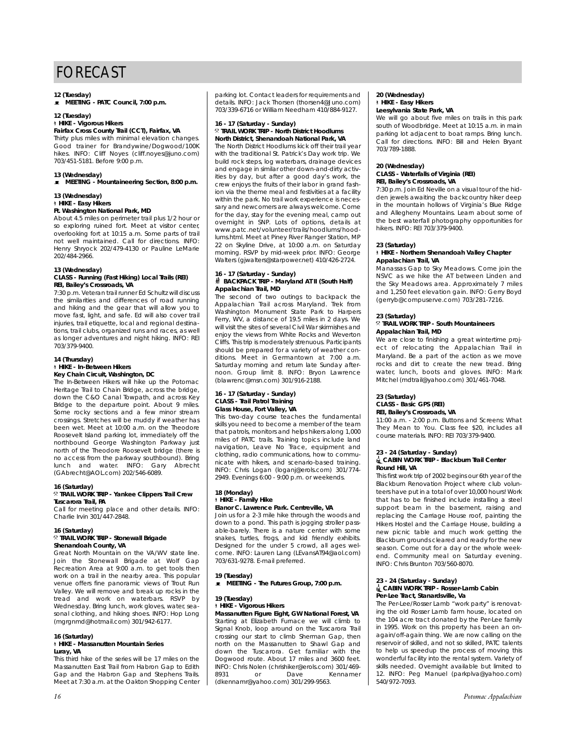# FORECAST

**12 (Tuesday)**
**MEETING - PATC Council, 7:00 p.m.**

**12 (Tuesday)**
**HIKE - Vigorous Hikers**
**Fairfax Cross County Trail (CCT), Fairfax, VA**
Thirty plus miles with minimal elevation changes. Good trainer for Brandywine/Dogwood/100K hikes. INFO: Cliff Noyes (cliff.noyes@juno.com) 703/451-5181. Before 9:00 p.m.

**13 (Wednesday)**
**MEETING - Mountaineering Section, 8:00 p.m.**

**13 (Wednesday)**
**HIKE - Easy Hikers**
**Ft. Washington National Park, MD**
About 4.5 miles on perimeter trail plus 1/2 hour or so exploring ruined fort. Meet at visitor center, overlooking fort at 10:15 a.m. Some parts of trail not well maintained. Call for directions. INFO: Henry Shryock 202/479-4130 or Pauline LeMarie 202/484-2966.

**13 (Wednesday)**
**CLASS - Running (Fast Hiking) Local Trails (REI)**
**REI, Bailey's Crossroads, VA**
7:30 p.m. Veteran trail runner Ed Schultz will discuss the similarities and differences of road running and hiking and the gear that will allow you to move fast, light, and safe. Ed will also cover trail injuries, trail etiquette, local and regional destinations, trail clubs, organized runs and races, as well as longer adventures and night hiking. INFO: REI 703/379-9400.

**14 (Thursday)**
**HIKE - In-Between Hikers**
**Key Chain Circuit, Washington, DC**
The In-Between Hikers will hike up the Potomac Heritage Trail to Chain Bridge, across the bridge, down the C&O Canal Towpath, and across Key Bridge to the departure point. About 9 miles. Some rocky sections and a few minor stream crossings. Stretches will be muddy if weather has been wet. Meet at 10:00 a.m. on the Theodore Roosevelt Island parking lot, immediately off the northbound George Washington Parkway just north of the Theodore Roosevelt bridge (there is no access from the parkway southbound). Bring lunch and water. INFO: Gary Abrecht (GAbrecht@AOL.com) 202/546-6089.

**16 (Saturday)**
**TRAIL WORK TRIP - Yankee Clippers Trail Crew**
**Tuscarora Trail, PA**
Call for meeting place and other details. INFO: Charlie Irvin 301/447-2848.

**16 (Saturday)**
**TRAIL WORK TRIP - Stonewall Brigade**
**Shenandoah County, VA**
Great North Mountain on the VA/WV state line. Join the Stonewall Brigade at Wolf Gap Recreation Area at 9:00 a.m. to get tools then work on a trail in the nearby area. This popular venue offers fine panoramic views of Trout Run Valley. We will remove and break up rocks in the tread and work on waterbars. RSVP by Wednesday. Bring lunch, work gloves, water, seasonal clothing, and hiking shoes. INFO: Hop Long (mgrgnmd@hotmail.com) 301/942-6177.

**16 (Saturday)**
**HIKE - Massanutten Mountain Series**
**Luray, VA**
This third hike of the series will be 17 miles on the Massanutten East Trail from Habron Gap to Edith Gap and the Habron Gap and Stephens Trails. Meet at 7:30 a.m. at the Oakton Shopping Center parking lot. Contact leaders for requirements and details. INFO: Jack Thorsen (thorsen4@Juno.com) 703/339-6716 or William Needham 410/884-9127.

**16 - 17 (Saturday - Sunday)**
**TRAIL WORK TRIP - North District Hoodlums**
**North District, Shenandoah National Park, VA**
The North District Hoodlums kick off their trail year with the traditional St. Patrick's Day work trip. We build rock steps, log waterbars, drainage devices and engage in similar other down-and-dirty activities by day, but after a good day's work, the crew enjoys the fruits of their labor in grand fashion via the theme meal and festivities at a facility within the park. No trail work experience is necessary and newcomers are always welcome. Come for the day, stay for the evening meal, camp out overnight in SNP. Lots of options, details at www.patc.net/volunteer/trails/hoodlums/hoodlums.html. Meet at Piney River Ranger Station, MP 22 on Skyline Drive, at 10:00 a.m. on Saturday morning. RSVP by mid-week prior. INFO: George Walters (gjwalters@starpower.net) 410/426-2724.

**16 - 17 (Saturday - Sunday)**
**BACKPACK TRIP - Maryland AT II (South Half)**
**Appalachian Trail, MD**
The second of two outings to backpack the Appalachian Trail across Maryland. Trek from Washington Monument State Park to Harpers Ferry, WV, a distance of 19.5 miles in 2 days. We will visit the sites of several Civil War skirmishes and enjoy the views from White Rocks and Weverton Cliffs. This trip is moderately strenuous. Participants should be prepared for a variety of weather conditions. Meet in Germantown at 7:00 a.m. Saturday morning and return late Sunday afternoon. Group limit 8. INFO: Bryon Lawrence (blawrenc@msn.com) 301/916-2188.

**16 - 17 (Saturday - Sunday)**
**CLASS - Trail Patrol Training**
**Glass House, Fort Valley, VA**
This two-day course teaches the fundamental skills you need to become a member of the team that patrols, monitors and helps hikers along 1,000 miles of PATC trails. Training topics include land navigation, Leave No Trace, equipment and clothing, radio communications, how to communicate with hikers, and scenario-based training. INFO: Chris Logan (loganj@erols.com) 301/774-2949. Evenings 6:00 - 9:00 p.m. or weekends.

**18 (Monday)**
**HIKE - Family Hike**
**Elanor C. Lawrence Park. Centreville, VA**
Join us for a 2-3 mile hike through the woods and down to a pond. This path is jogging stroller passable-barely. There is a nature center with some snakes, turtles, frogs, and kid friendly exhibits. Designed for the under 5 crowd, all ages welcome. INFO: Lauren Lang (LEvansAT94@aol.com) 703/631-9278. E-mail preferred.

**19 (Tuesday)**
**MEETING - The Futures Group, 7:00 p.m.**

**19 (Tuesday)**
**HIKE - Vigorous Hikers**
**Massanutten Figure Eight, GW National Forest, VA**
Starting at Elizabeth Furnace we will climb to Signal Knob, loop around on the Tuscarora Trail crossing our start to climb Sherman Gap, then north on the Massanutten to Shawl Gap and down the Tuscarora. Get familiar with the Dogwood route. About 17 miles and 3600 feet. INFO: Chris Nolen (chrishiker@erols.com) 301/469-8931 or Dave Kennamer (dkennamr@yahoo.com) 301/299-9563.

**20 (Wednesday)**
**HIKE - Easy Hikers**
**Leesylvania State Park, VA**
We will go about five miles on trails in this park south of Woodbridge. Meet at 10:15 a.m. in main parking lot adjacent to boat ramps. Bring lunch. Call for directions. INFO: Bill and Helen Bryant 703/789-1888.

**20 (Wednesday)**
**CLASS - Waterfalls of Virginia (REI)**
**REI, Bailey's Crossroads, VA**
7:30 p.m. Join Ed Neville on a visual tour of the hidden jewels awaiting the backcountry hiker deep in the mountain hollows of Virginia's Blue Ridge and Allegheny Mountains. Learn about some of the best waterfall photography opportunities for hikers. INFO: REI 703/379-9400.

**23 (Saturday)**
**HIKE - Northern Shenandoah Valley Chapter**
**Appalachian Trail, VA**
Manassas Gap to Sky Meadows. Come join the NSVC as we hike the AT between Linden and the Sky Meadows area. Approximately 7 miles and 1,250 feet elevation gain. INFO: Gerry Boyd (gerryb@compuserve.com) 703/281-7216.

**23 (Saturday)**
**TRAIL WORK TRIP - South Mountaineers**
**Appalachian Trail, MD**
We are close to finishing a great wintertime project of relocating the Appalachian Trail in Maryland. Be a part of the action as we move rocks and dirt to create the new tread. Bring water, lunch, boots and gloves. INFO: Mark Mitchel (mdtrail@yahoo.com) 301/461-7048.

**23 (Saturday)**
**CLASS - Basic GPS (REI)**
**REI, Bailey's Crossroads, VA**
11:00 a.m. - 2:00 p.m. Buttons and Screens: What They Mean to You. Class fee $20, includes all course materials. INFO: REI 703/379-9400.

**23 - 24 (Saturday - Sunday)**
**CABIN WORK TRIP - Blackburn Trail Center**
**Round Hill, VA**
This first work trip of 2002 begins our 6th year of the Blackburn Renovation Project where club volunteers have put in a total of over 10,000 hours! Work that has to be finished include installing a steel support beam in the basement, raising and replacing the Carriage House roof, painting the Hikers Hostel and the Carriage House, building a new picnic table and much work getting the Blackburn grounds cleared and ready for the new season. Come out for a day or the whole weekend. Community meal on Saturday evening. INFO: Chris Brunton 703/560-8070.

**23 - 24 (Saturday - Sunday)**
**CABIN WORK TRIP - Rosser-Lamb Cabin**
**Per-Lee Tract, Stanardsville, Va**
The Per-Lee/Rosser Lamb "work party" is renovating the old Rosser Lamb farm house, located on the 104 acre tract donated by the Per-Lee family in 1995. Work on this property has been an on-again/off-again thing. We are now calling on the reservoir of skilled, and not so skilled, PATC talents to help us speedup the process of moving this wonderful facility into the rental system. Variety of skills needed. Overnight available but limited to 12. INFO: Peg Manuel (parkplva@yahoo.com) 540/972-7093.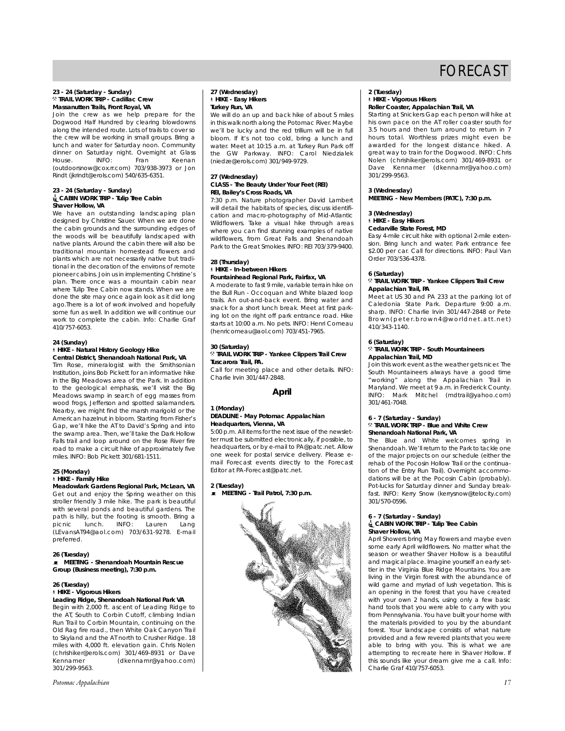# FORECAST

**23 - 24 (Saturday - Sunday)**
**TRAIL WORK TRIP - Cadillac Crew**
**Massanutten Trails, Front Royal, VA**
Join the crew as we help prepare for the Dogwood Half Hundred by clearing blowdowns along the intended route. Lots of trails to cover so the crew will be working in small groups. Bring a lunch and water for Saturday noon. Community dinner on Saturday night. Overnight at Glass House. INFO: Fran Keenan (outdoorsnow@cox.rr.com) 703/938-3973 or Jon Rindt (jkrindt@erols.com) 540/635-6351.

**23 - 24 (Saturday - Sunday)**
**CABIN WORK TRIP - Tulip Tree Cabin**
**Shaver Hollow, VA**
We have an outstanding landscaping plan designed by Christine Sauer. When we are done the cabin grounds and the surrounding edges of the woods will be beautifully landscaped with native plants. Around the cabin there will also be traditional mountain homestead flowers and plants which are not necessarily native but traditional in the decoration of the environs of remote pioneer cabins. Join us in implementing Christine's plan. There once was a mountain cabin near where Tulip Tree Cabin now stands. When we are done the site may once again look as it did long ago.There is a lot of work involved and hopefully some fun as well. In addition we will continue our work to complete the cabin. Info: Charlie Graf 410/757-6053.

**24 (Sunday)**
**HIKE - Natural History Geology Hike**
**Central District, Shenandoah National Park, VA**
Tim Rose, mineralogist with the Smithsonian Institution, joins Bob Pickett for an informative hike in the Big Meadows area of the Park. In addition to the geological emphasis, we'll visit the Big Meadows swamp in search of egg masses from wood frogs, Jefferson and spotted salamanders. Nearby, we might find the marsh marigold or the American hazelnut in bloom. Starting from Fisher's Gap, we'll hike the AT to David's Spring and into the swamp area. Then, we'll take the Dark Hollow Falls trail and loop around on the Rose River fire road to make a circuit hike of approximately five miles. INFO: Bob Pickett 301/681-1511.

**25 (Monday)**
**HIKE - Family Hike**
**Meadowlark Gardens Regional Park, McLean, VA**
Get out and enjoy the Spring weather on this stroller friendly 3 mile hike. The park is beautiful with several ponds and beautiful gardens. The path is hilly, but the footing is smooth. Bring a picnic lunch. INFO: Lauren Lang (LEvansAT94@aol.com) 703/631-9278. E-mail preferred.

**26 (Tuesday)**
**MEETING - Shenandoah Mountain Rescue Group (Business meeting), 7:30 p.m.**

**26 (Tuesday)**
**HIKE - Vigorous Hikers**
**Leading Ridge, Shenandoah National Park VA**
Begin with 2,000 ft. ascent of Leading Ridge to the AT, South to Corbin Cutoff, climbing Indian Run Trail to Corbin Mountain, continuing on the Old Rag fire road., then White Oak Canyon Trail to Skyland and the AT north to Crusher Ridge. 18 miles with 4,000 ft. elevation gain. Chris Nolen (chrishiker@erols.com) 301/469-8931 or Dave Kennamer (dkennamr@yahoo.com) 301/299-9563.

**27 (Wednesday)**
**HIKE - Easy Hikers**
**Turkey Run, VA**
We will do an up and back hike of about 5 miles in this walk north along the Potomac River. Maybe we'll be lucky and the red trillium will be in full bloom. If it's not too cold, bring a lunch and water. Meet at 10:15 a.m. at Turkey Run Park off the GW Parkway. INFO: Carol Niedzialek (niedze@erols.com) 301/949-9729.

**27 (Wednesday)**
**CLASS - The Beauty Under Your Feet (REI)**
**REI, Bailey's Cross Roads, VA**
7:30 p.m. Nature photographer David Lambert will detail the habitats of species, discuss identification and macro-photography of Mid-Atlantic Wildflowers. Take a visual hike through areas where you can find stunning examples of native wildflowers, from Great Falls and Shenandoah Park to the Great Smokies. INFO: REI 703/379-9400.

**28 (Thursday)**
**HIKE - In-between Hikers**
**Fountainhead Regional Park, Fairfax, VA**
A moderate to fast 9 mile, variable terrain hike on the Bull Run - Occoquan and White blazed loop trails. An out-and-back event. Bring water and snack for a short lunch break. Meet at first parking lot on the right off park entrance road. Hike starts at 10:00 a.m. No pets. INFO: Henri Comeau (henricomeau@aol.com) 703/451-7965.

**30 (Saturday)**
**TRAIL WORK TRIP - Yankee Clippers Trail Crew**
**Tuscarora Trail, PA.**
Call for meeting place and other details. INFO: Charlie Irvin 301/447-2848.

## April

**1 (Monday)**
**DEADLINE - May Potomac Appalachian**
**Headquarters, Vienna, VA**
5:00 p.m. All items for the next issue of the newsletter must be submitted electronically, if possible, to headquarters, or by e-mail to PA@patc.net. Allow one week for postal service delivery. Please e-mail Forecast events directly to the Forecast Editor at PA-Forecast@patc.net.

**2 (Tuesday)**
**MEETING - Trail Patrol, 7:30 p.m.**

**2 (Tuesday)**
**HIKE - Vigorous Hikers**
**Roller Coaster, Appalachian Trail, VA**
Starting at Snickers Gap each person will hike at his own pace on the AT roller coaster south for 3.5 hours and then turn around to return in 7 hours total. Worthless prizes might even be awarded for the longest distance hiked. A great way to train for the Dogwood. INFO: Chris Nolen (chrishiker@erols.com) 301/469-8931 or Dave Kennamer (dkennamr@yahoo.com) 301/299-9563.

**3 (Wednesday)**
**MEETING - New Members (PATC), 7:30 p.m.**

**3 (Wednesday)**
**HIKE - Easy Hikers**
**Cedarville State Forest, MD**
Easy 4-mile circuit hike with optional 2-mile extension. Bring lunch and water. Park entrance fee $2.00 per car. Call for directions. INFO: Paul Van Order 703/536-4378.

**6 (Saturday)**
**TRAIL WORK TRIP - Yankee Clippers Trail Crew**
**Appalachian Trail, PA**
Meet at US 30 and PA 233 at the parking lot of Caledonia State Park. Departure 9:00 a.m. sharp. INFO: Charlie Irvin 301/447-2848 or Pete Brown (peter.brown4@worldnet.att.net) 410/343-1140.

**6 (Saturday)**
**TRAIL WORK TRIP - South Mountaineers**
**Appalachian Trail, MD**
Join this work event as the weather gets nicer. The South Mountaineers always have a good time "working" along the Appalachian Trail in Maryland. We meet at 9 a.m. in Frederick County. INFO: Mark Mitchel (mdtrail@yahoo.com) 301/461-7048.

**6 - 7 (Saturday - Sunday)**
**TRAIL WORK TRIP - Blue and White Crew**
**Shenandoah National Park, VA**
The Blue and White welcomes spring in Shenandoah. We'll return to the Park to tackle one of the major projects on our schedule (either the rehab of the Pocosin Hollow Trail or the continuation of the Entry Run Trail). Overnight accommodations will be at the Pocosin Cabin (probably). Pot-lucks for Saturday dinner and Sunday breakfast. INFO: Kerry Snow (kerrysnow@telocity.com) 301/570-0596.

**6 - 7 (Saturday - Sunday)**
**CABIN WORK TRIP - Tulip Tree Cabin**
**Shaver Hollow, VA**
April Showers bring May flowers and maybe even some early April wildflowers. No matter what the season or weather Shaver Hollow is a beautiful and magical place. Imagine yourself an early settler in the Virginia Blue Ridge Mountains. You are living in the Virgin forest with the abundance of wild game and myriad of lush vegetation. This is an opening in the forest that you have created with your own 2 hands, using only a few basic hand tools that you were able to carry with you from Pennsylvania. You have built your home with the materials provided to you by the abundant forest. Your landscape consists of what nature provided and a few revered plants that you were able to bring with you. This is what we are attempting to recreate here in Shaver Hollow. If this sounds like your dream give me a call. Info: Charlie Graf 410/757-6053.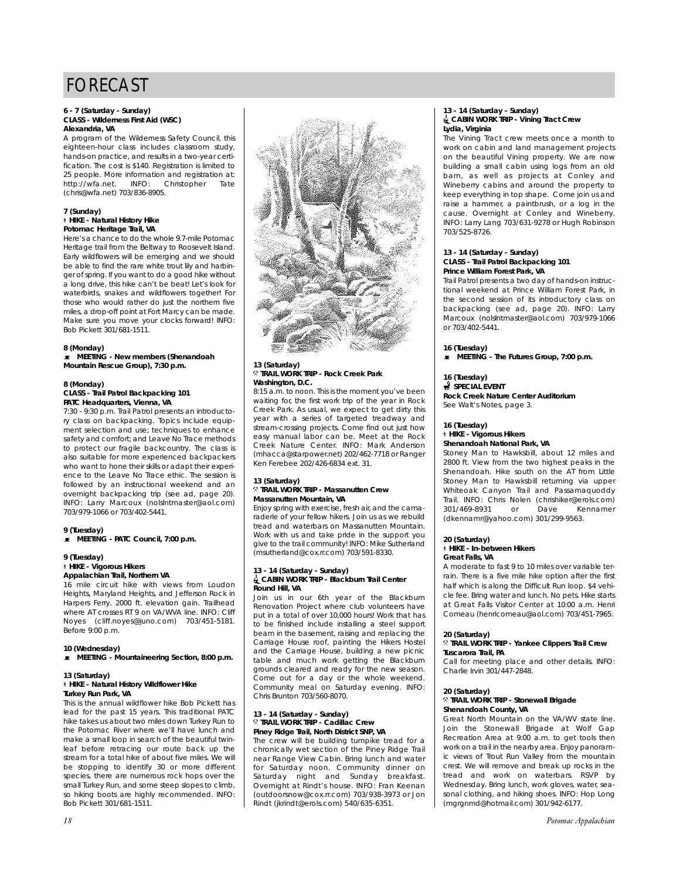# FORECAST

**6 - 7 (Saturday - Sunday)**
**CLASS - Wilderness First Aid (WSC)**
**Alexandria, VA**

A program of the Wilderness Safety Council, this eighteen-hour class includes classroom study, hands-on practice, and results in a two-year certification. The cost is $140. Registration is limited to 25 people. More information and registration at: http://wfa.net. INFO: Christopher Tate (chris@wfa.net) 703/836-8905.

**7 (Sunday)**
**HIKE - Natural History Hike**
**Potomac Heritage Trail, VA**

Here's a chance to do the whole 9.7-mile Potomac Heritage trail from the Beltway to Roosevelt Island. Early wildflowers will be emerging and we should be able to find the rare white trout lily and harbinger of spring. If you want to do a good hike without a long drive, this hike can't be beat! Let's look for waterbirds, snakes and wildflowers together! For those who would rather do just the northern five miles, a drop-off point at Fort Marcy can be made. Make sure you move your clocks forward! INFO: Bob Pickett 301/681-1511.

**8 (Monday)**
**MEETING - New members (Shenandoah Mountain Rescue Group), 7:30 p.m.**

**8 (Monday)**
**CLASS - Trail Patrol Backpacking 101**
**PATC Headquarters, Vienna, VA**

7:30 - 9:30 p.m. Trail Patrol presents an introductory class on backpacking. Topics include equipment selection and use; techniques to enhance safety and comfort; and Leave No Trace methods to protect our fragile backcountry. The class is also suitable for more experienced backpackers who want to hone their skills or adapt their experience to the Leave No Trace ethic. The session is followed by an instructional weekend and an overnight backpacking trip (see ad, page 20). INFO: Larry Marcoux (nolsIntmaster@aol.com) 703/979-1066 or 703/402-5441.

**9 (Tuesday)**
**MEETING - PATC Council, 7:00 p.m.**

**9 (Tuesday)**
**HIKE - Vigorous Hikers**
**Appalachian Trail, Northern VA**

16 mile circuit hike with views from Loudon Heights, Maryland Heights, and Jefferson Rock in Harpers Ferry. 2000 ft. elevation gain. Trailhead where AT crosses RT 9 on VA/WVA line. INFO: Cliff Noyes (cliff.noyes@juno.com) 703/451-5181. Before 9:00 p.m.

**10 (Wednesday)**
**MEETING - Mountaineering Section, 8:00 p.m.**

**13 (Saturday)**
**HIKE - Natural History Wildflower Hike**
**Turkey Run Park, VA**

This is the annual wildflower hike Bob Pickett has lead for the past 15 years. This traditional PATC hike takes us about two miles down Turkey Run to the Potomac River where we'll have lunch and make a small loop in search of the beautiful twinleaf before retracing our route back up the stream for a total hike of about five miles. We will be stopping to identify 30 or more different species, there are numerous rock hops over the small Turkey Run, and some steep slopes to climb, so hiking boots are highly recommended. INFO: Bob Pickett 301/681-1511.

**13 (Saturday)**
**TRAIL WORK TRIP - Rock Creek Park**
**Washington, D.C.**

8:15 a.m. to noon. This is the moment you've been waiting for, the first work trip of the year in Rock Creek Park. As usual, we expect to get dirty this year with a series of targeted treadway and stream-crossing projects. Come find out just how easy manual labor can be. Meet at the Rock Creek Nature Center. INFO: Mark Anderson (mhacca@starpower.net) 202/462-7718 or Ranger Ken Ferebee 202/426-6834 ext. 31.

**13 (Saturday)**
**TRAIL WORK TRIP - Massanutten Crew**
**Massanutten Mountain, VA**

Enjoy spring with exercise, fresh air, and the camaraderie of your fellow hikers. Join us as we rebuild tread and waterbars on Massanutten Mountain. Work with us and take pride in the support you give to the trail community! INFO: Mike Sutherland (msutherland@cox.rr.com) 703/591-8330.

**13 - 14 (Saturday - Sunday)**
**CABIN WORK TRIP - Blackburn Trail Center**
**Round Hill, VA**

Join us in our 6th year of the Blackburn Renovation Project where club volunteers have put in a total of over 10,000 hours! Work that has to be finished include installing a steel support beam in the basement, raising and replacing the Carriage House roof, painting the Hikers Hostel and the Carriage House, building a new picnic table and much work getting the Blackburn grounds cleared and ready for the new season. Come out for a day or the whole weekend. Community meal on Saturday evening. INFO: Chris Brunton 703/560-8070.

**13 - 14 (Saturday - Sunday)**
**TRAIL WORK TRIP - Cadillac Crew**
**Piney Ridge Trail, North District SNP, VA**

The crew will be building turnpike tread for a chronically wet section of the Piney Ridge Trail near Range View Cabin. Bring lunch and water for Saturday noon. Community dinner on Saturday night and Sunday breakfast. Overnight at Rindt's house. INFO: Fran Keenan (outdoorsnow@cox.rr.com) 703/938-3973 or Jon Rindt (jkrindt@erols.com) 540/635-6351.

**13 - 14 (Saturday - Sunday)**
**CABIN WORK TRIP - Vining Tract Crew**
**Lydia, Virginia**

The Vining Tract crew meets once a month to work on cabin and land management projects on the beautiful Vining property. We are now building a small cabin using logs from an old barn, as well as projects at Conley and Wineberry cabins and around the property to keep everything in top shape. Come join us and raise a hammer, a paintbrush, or a log in the cause. Overnight at Conley and Wineberry. INFO: Larry Lang 703/631-9278 or Hugh Robinson 703/525-8726.

**13 - 14 (Saturday - Sunday)**
**CLASS - Trail Patrol Backpacking 101**
**Prince William Forest Park, VA**

Trail Patrol presents a two day of hands-on instructional weekend at Prince William Forest Park, in the second session of its introductory class on backpacking (see ad, page 20). INFO: Larry Marcoux (nolsIntmaster@aol.com) 703/979-1066 or 703/402-5441.

**16 (Tuesday)**
**MEETING - The Futures Group, 7:00 p.m.**

**16 (Tuesday)**
**SPECIAL EVENT**
**Rock Creek Nature Center Auditorium**

See Walt's Notes, page 3.

**16 (Tuesday)**
**HIKE - Vigorous Hikers**
**Shenandoah National Park, VA**

Stoney Man to Hawksbill, about 12 miles and 2800 ft. View from the two highest peaks in the Shenandoah. Hike south on the AT from Little Stoney Man to Hawksbill returning via upper Whiteoak Canyon Trail and Passamaquoddy Trail. INFO: Chris Nolen (chrishiker@erols.com) 301/469-8931 or Dave Kennamer (dkennamr@yahoo.com) 301/299-9563.

**20 (Saturday)**
**HIKE - In-between Hikers**
**Great Falls, VA**

A moderate to fast 9 to 10 miles over variable terrain. There is a five mile hike option after the first half which is along the Difficult Run loop. $4 vehicle fee. Bring water and lunch. No pets. Hike starts at Great Falls Visitor Center at 10:00 a.m. Henri Comeau (henricomeau@aol.com) 703/451-7965.

**20 (Saturday)**
**TRAIL WORK TRIP - Yankee Clippers Trail Crew**
**Tuscarora Trail, PA**

Call for meeting place and other details. INFO: Charlie Irvin 301/447-2848.

**20 (Saturday)**
**TRAIL WORK TRIP - Stonewall Brigade**
**Shenandoah County, VA**

Great North Mountain on the VA/WV state line. Join the Stonewall Brigade at Wolf Gap Recreation Area at 9:00 a.m. to get tools then work on a trail in the nearby area. Enjoy panoramic views of Trout Run Valley from the mountain crest. We will remove and break up rocks in the tread and work on waterbars. RSVP by Wednesday. Bring lunch, work gloves, water, seasonal clothing, and hiking shoes. INFO: Hop Long (mgrgnmd@hotmail.com) 301/942-6177.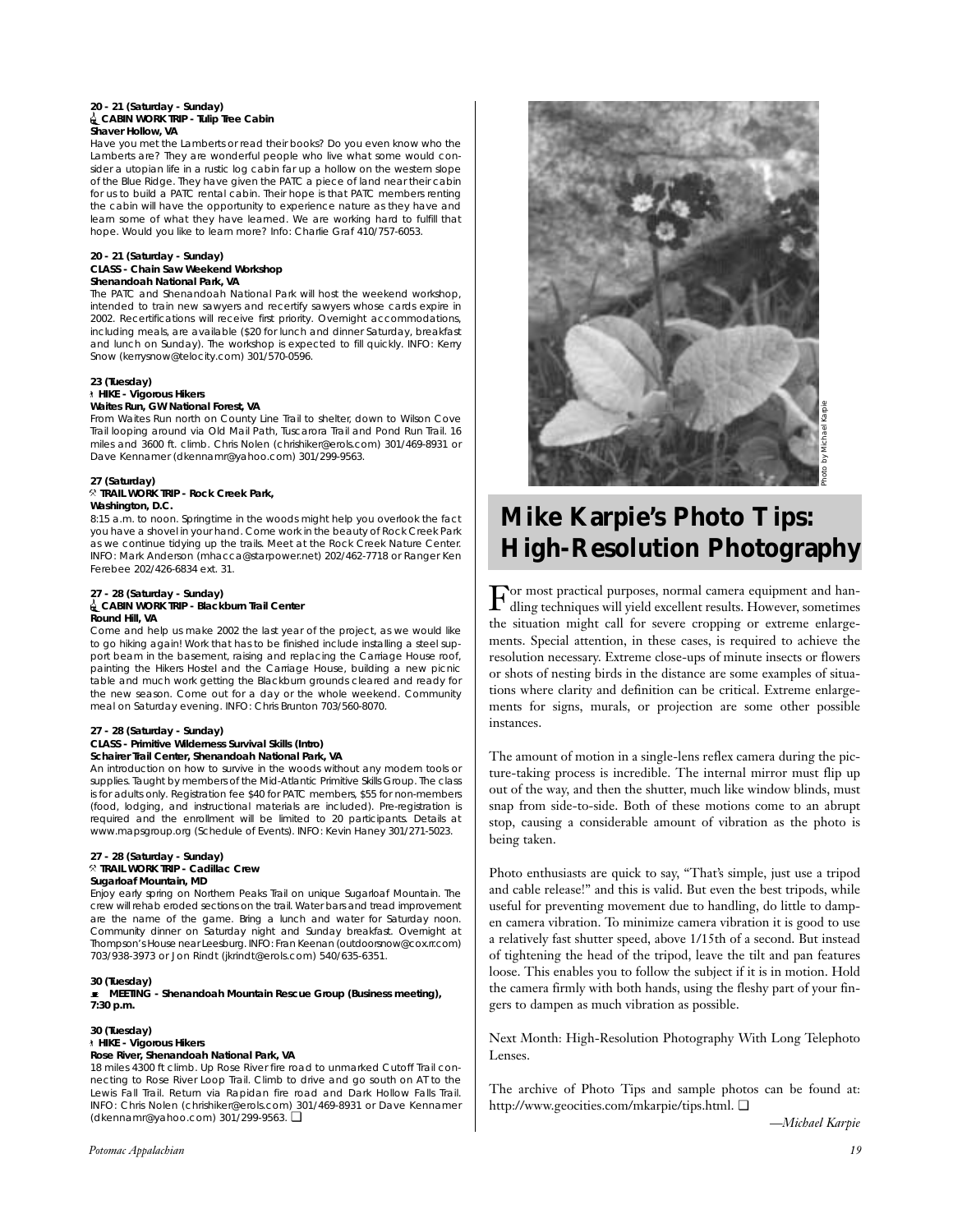**20 - 21 (Saturday - Sunday)**
**CABIN WORK TRIP - Tulip Tree Cabin**
**Shaver Hollow, VA**

Have you met the Lamberts or read their books? Do you even know who the Lamberts are? They are wonderful people who live what some would consider a utopian life in a rustic log cabin far up a hollow on the western slope of the Blue Ridge. They have given the PATC a piece of land near their cabin for us to build a PATC rental cabin. Their hope is that PATC members renting the cabin will have the opportunity to experience nature as they have and learn some of what they have learned. We are working hard to fulfill that hope. Would you like to learn more? Info: Charlie Graf 410/757-6053.

**20 - 21 (Saturday - Sunday)**
**CLASS - Chain Saw Weekend Workshop**
**Shenandoah National Park, VA**

The PATC and Shenandoah National Park will host the weekend workshop, intended to train new sawyers and recertify sawyers whose cards expire in 2002. Recertifications will receive first priority. Overnight accommodations, including meals, are available ($20 for lunch and dinner Saturday, breakfast and lunch on Sunday). The workshop is expected to fill quickly. INFO: Kerry Snow (kerrysnow@telocity.com) 301/570-0596.

**23 (Tuesday)**
**HIKE - Vigorous Hikers**
**Waites Run, GW National Forest, VA**

From Waites Run north on County Line Trail to shelter, down to Wilson Cove Trail looping around via Old Mail Path, Tuscarora Trail and Pond Run Trail. 16 miles and 3600 ft. climb. Chris Nolen (chrishiker@erols.com) 301/469-8931 or Dave Kennamer (dkennamr@yahoo.com) 301/299-9563.

**27 (Saturday)**
**TRAIL WORK TRIP - Rock Creek Park,**
**Washington, D.C.**

8:15 a.m. to noon. Springtime in the woods might help you overlook the fact you have a shovel in your hand. Come work in the beauty of Rock Creek Park as we continue tidying up the trails. Meet at the Rock Creek Nature Center. INFO: Mark Anderson (mhacca@starpower.net) 202/462-7718 or Ranger Ken Ferebee 202/426-6834 ext. 31.

**27 - 28 (Saturday - Sunday)**
**CABIN WORK TRIP - Blackburn Trail Center**
**Round Hill, VA**

Come and help us make 2002 the last year of the project, as we would like to go hiking again! Work that has to be finished include installing a steel support beam in the basement, raising and replacing the Carriage House roof, painting the Hikers Hostel and the Carriage House, building a new picnic table and much work getting the Blackburn grounds cleared and ready for the new season. Come out for a day or the whole weekend. Community meal on Saturday evening. INFO: Chris Brunton 703/560-8070.

**27 - 28 (Saturday - Sunday)**
**CLASS - Primitive Wilderness Survival Skills (Intro)**
**Schairer Trail Center, Shenandoah National Park, VA**

An introduction on how to survive in the woods without any modern tools or supplies. Taught by members of the Mid-Atlantic Primitive Skills Group. The class is for adults only. Registration fee $40 for PATC members, $55 for non-members (food, lodging, and instructional materials are included). Pre-registration is required and the enrollment will be limited to 20 participants. Details at www.mapsgroup.org (Schedule of Events). INFO: Kevin Haney 301/271-5023.

**27 - 28 (Saturday - Sunday)**
**TRAIL WORK TRIP - Cadillac Crew**
**Sugarloaf Mountain, MD**

Enjoy early spring on Northern Peaks Trail on unique Sugarloaf Mountain. The crew will rehab eroded sections on the trail. Water bars and tread improvement are the name of the game. Bring a lunch and water for Saturday noon. Community dinner on Saturday night and Sunday breakfast. Overnight at Thompson's House near Leesburg. INFO: Fran Keenan (outdoorsnow@cox.rr.com) 703/938-3973 or Jon Rindt (jkrindt@erols.com) 540/635-6351.

**30 (Tuesday)**
**MEETING - Shenandoah Mountain Rescue Group (Business meeting), 7:30 p.m.**

**30 (Tuesday)**
**HIKE - Vigorous Hikers**
**Rose River, Shenandoah National Park, VA**

18 miles 4300 ft climb. Up Rose River fire road to unmarked Cutoff Trail connecting to Rose River Loop Trail. Climb to drive and go south on AT to the Lewis Fall Trail. Return via Rapidan fire road and Dark Hollow Falls Trail. INFO: Chris Nolen (chrishiker@erols.com) 301/469-8931 or Dave Kennamer (dkennamr@yahoo.com) 301/299-9563. ❑

Photo by Michael Karpie

# Mike Karpie's Photo Tips: High-Resolution Photography

For most practical purposes, normal camera equipment and handling techniques will yield excellent results. However, sometimes the situation might call for severe cropping or extreme enlargements. Special attention, in these cases, is required to achieve the resolution necessary. Extreme close-ups of minute insects or flowers or shots of nesting birds in the distance are some examples of situations where clarity and definition can be critical. Extreme enlargements for signs, murals, or projection are some other possible instances.

The amount of motion in a single-lens reflex camera during the picture-taking process is incredible. The internal mirror must flip up out of the way, and then the shutter, much like window blinds, must snap from side-to-side. Both of these motions come to an abrupt stop, causing a considerable amount of vibration as the photo is being taken.

Photo enthusiasts are quick to say, "That's simple, just use a tripod and cable release!" and this is valid. But even the best tripods, while useful for preventing movement due to handling, do little to dampen camera vibration. To minimize camera vibration it is good to use a relatively fast shutter speed, above 1/15th of a second. But instead of tightening the head of the tripod, leave the tilt and pan features loose. This enables you to follow the subject if it is in motion. Hold the camera firmly with both hands, using the fleshy part of your fingers to dampen as much vibration as possible.

Next Month: High-Resolution Photography With Long Telephoto Lenses.

The archive of Photo Tips and sample photos can be found at: http://www.geocities.com/mkarpie/tips.html. ❑

*—Michael Karpie*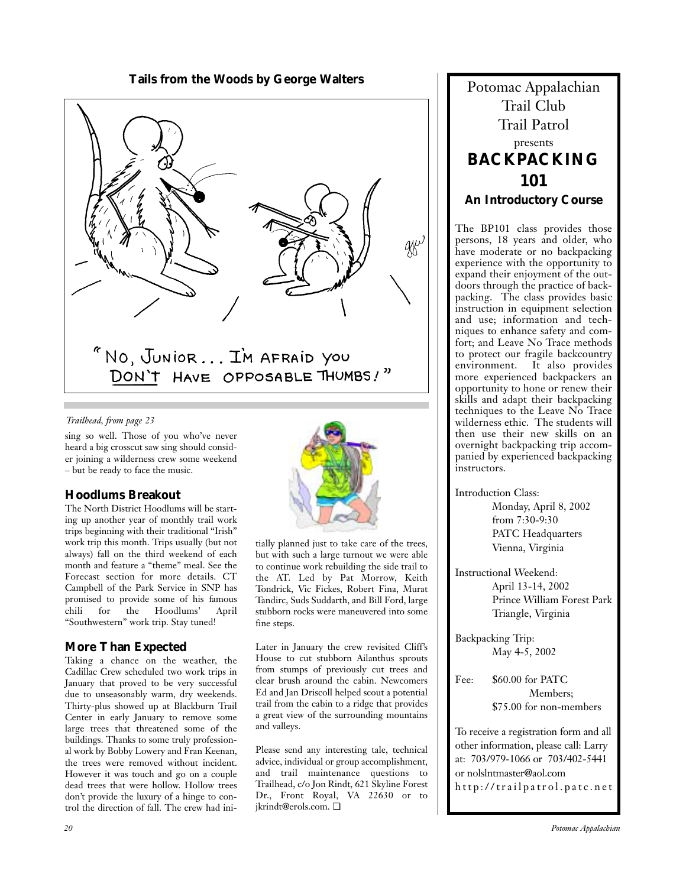## Tails from the Woods by George Walters

"No, Junior... I'm afraid you don't have opposable thumbs!"

*Trailhead, from page 23*

sing so well. Those of you who've never heard a big crosscut saw sing should consider joining a wilderness crew some weekend – but be ready to face the music.

### Hoodlums Breakout

The North District Hoodlums will be starting up another year of monthly trail work trips beginning with their traditional "Irish" work trip this month. Trips usually (but not always) fall on the third weekend of each month and feature a "theme" meal. See the Forecast section for more details. CT Campbell of the Park Service in SNP has promised to provide some of his famous chili for the Hoodlums' April "Southwestern" work trip. Stay tuned!

### More Than Expected

Taking a chance on the weather, the Cadillac Crew scheduled two work trips in January that proved to be very successful due to unseasonably warm, dry weekends. Thirty-plus showed up at Blackburn Trail Center in early January to remove some large trees that threatened some of the buildings. Thanks to some truly professional work by Bobby Lowery and Fran Keenan, the trees were removed without incident. However it was touch and go on a couple dead trees that were hollow. Hollow trees don't provide the luxury of a hinge to control the direction of fall. The crew had initially planned just to take care of the trees, but with such a large turnout we were able to continue work rebuilding the side trail to the AT. Led by Pat Morrow, Keith Tondrick, Vic Fickes, Robert Fina, Murat Tandirc, Suds Suddarth, and Bill Ford, large stubborn rocks were maneuvered into some fine steps.

Later in January the crew revisited Cliff's House to cut stubborn Ailanthus sprouts from stumps of previously cut trees and clear brush around the cabin. Newcomers Ed and Jan Driscoll helped scout a potential trail from the cabin to a ridge that provides a great view of the surrounding mountains and valleys.

Please send any interesting tale, technical advice, individual or group accomplishment, and trail maintenance questions to Trailhead, c/o Jon Rindt, 621 Skyline Forest Dr., Front Royal, VA 22630 or to jkrindt@erols.com. ❑

---

Potomac Appalachian Trail Club Trail Patrol presents

## BACKPACKING 101

### An Introductory Course

The BP101 class provides those persons, 18 years and older, who have moderate or no backpacking experience with the opportunity to expand their enjoyment of the outdoors through the practice of backpacking. The class provides basic instruction in equipment selection and use; information and techniques to enhance safety and comfort; and Leave No Trace methods to protect our fragile backcountry environment. It also provides more experienced backpackers an opportunity to hone or renew their skills and adapt their backpacking techniques to the Leave No Trace wilderness ethic. The students will then use their new skills on an overnight backpacking trip accompanied by experienced backpacking instructors.

Introduction Class:
Monday, April 8, 2002
from 7:30-9:30
PATC Headquarters
Vienna, Virginia

Instructional Weekend:
April 13-14, 2002
Prince William Forest Park
Triangle, Virginia

Backpacking Trip:
May 4-5, 2002

Fee: $60.00 for PATC Members; $75.00 for non-members

To receive a registration form and all other information, please call: Larry at: 703/979-1066 or 703/402-5441 or nolslntmaster@aol.com
http://trailpatrol.patc.net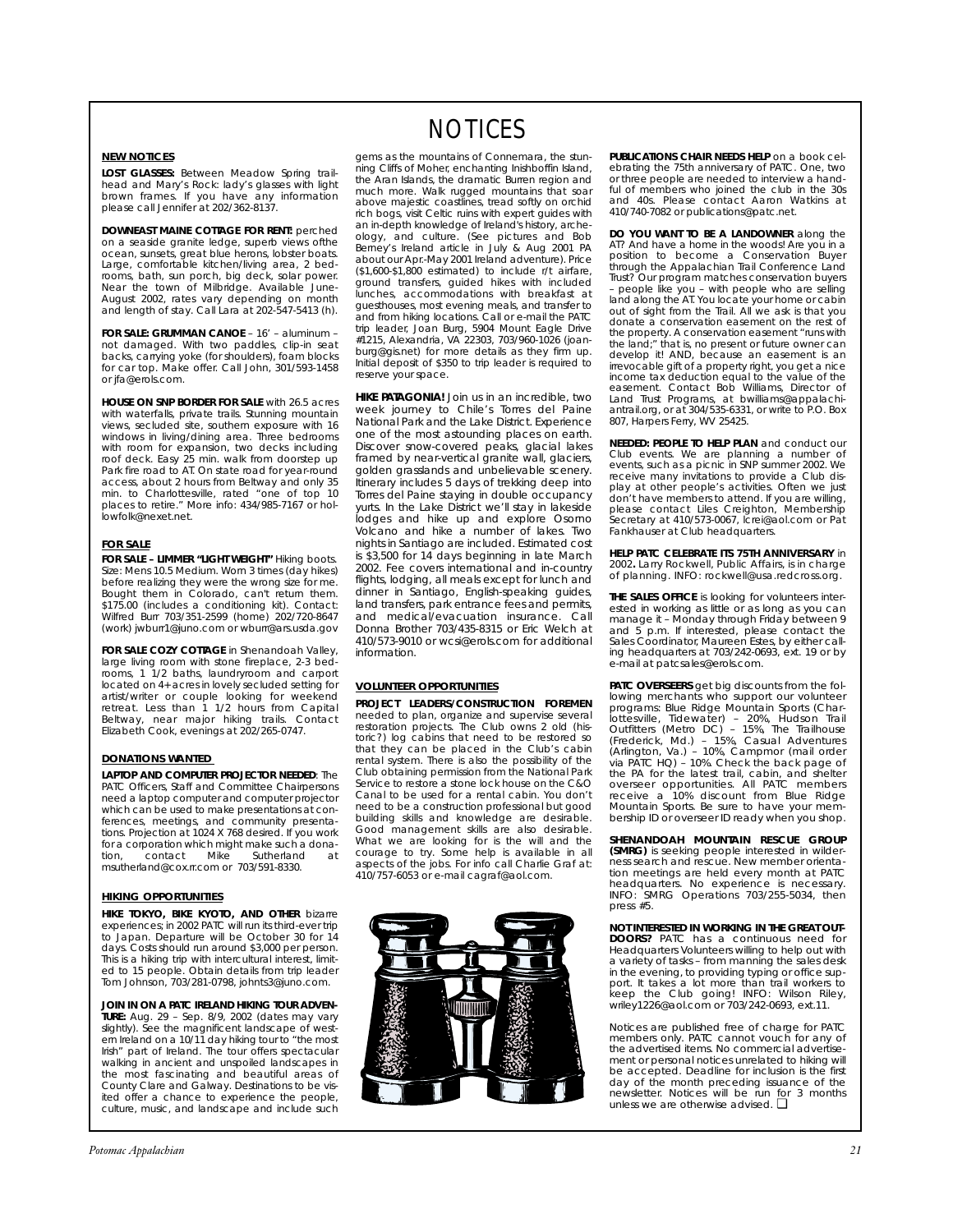# NOTICES

## NEW NOTICES

**LOST GLASSES:** Between Meadow Spring trailhead and Mary's Rock: lady's glasses with light brown frames. If you have any information please call Jennifer at 202/362-8137.

**DOWNEAST MAINE COTTAGE FOR RENT:** perched on a seaside granite ledge, superb views ofthe ocean, sunsets, great blue herons, lobster boats. Large, comfortable kitchen/living area, 2 bedrooms, bath, sun porch, big deck, solar power. Near the town of Milbridge. Available June-August 2002, rates vary depending on month and length of stay. Call Lara at 202-547-5413 (h).

**FOR SALE: GRUMMAN CANOE** – 16' – aluminum – not damaged. With two paddles, clip-in seat backs, carrying yoke (for shoulders), foam blocks for car top. Make offer. Call John, 301/593-1458 or jfa@erols.com.

**HOUSE ON SNP BORDER FOR SALE** with 26.5 acres with waterfalls, private trails. Stunning mountain views, secluded site, southern exposure with 16 windows in living/dining area. Three bedrooms with room for expansion, two decks including roof deck. Easy 25 min. walk from doorstep up Park fire road to AT. On state road for year-round access, about 2 hours from Beltway and only 35 min. to Charlottesville, rated "one of top 10 places to retire." More info: 434/985-7167 or hollowfolk@nexet.net.

## FOR SALE

**FOR SALE – LIMMER "LIGHT WEIGHT"** Hiking boots. Size: Mens 10.5 Medium. Worn 3 times (day hikes) before realizing they were the wrong size for me. Bought them in Colorado, can't return them. $175.00 (includes a conditioning kit). Contact: Wilfred Burr 703/351-2599 (home) 202/720-8647 (work) jwburr1@juno.com or wburr@ars.usda.gov

**FOR SALE COZY COTTAGE** in Shenandoah Valley, large living room with stone fireplace, 2-3 bedrooms, 1 1/2 baths, laundryroom and carport located on 4+ acres in lovely secluded setting for artist/writer or couple looking for weekend retreat. Less than 1 1/2 hours from Capital Beltway, near major hiking trails. Contact Elizabeth Cook, evenings at 202/265-0747.

## DONATIONS WANTED

**LAPTOP AND COMPUTER PROJECTOR NEEDED**: The PATC Officers, Staff and Committee Chairpersons need a laptop computer and computer projector which can be used to make presentations at conferences, meetings, and community presentations. Projection at 1024 X 768 desired. If you work for a corporation which might make such a donation, contact Mike Sutherland at msutherland@cox.rr.com or 703/591-8330.

## HIKING OPPORTUNITIES

**HIKE TOKYO, BIKE KYOTO, AND OTHER** bizarre experiences; in 2002 PATC will run its third-ever trip to Japan. Departure will be October 30 for 14 days. Costs should run around $3,000 per person. This is a hiking trip with intercultural interest, limited to 15 people. Obtain details from trip leader Tom Johnson, 703/281-0798, johnts3@juno.com.

**JOIN IN ON A PATC IRELAND HIKING TOUR ADVENTURE:** Aug. 29 – Sep. 8/9, 2002 (dates may vary slightly). See the magnificent landscape of western Ireland on a 10/11 day hiking tour to "the most Irish" part of Ireland. The tour offers spectacular walking in ancient and unspoiled landscapes in the most fascinating and beautiful areas of County Clare and Galway. Destinations to be visited offer a chance to experience the people, culture, music, and landscape and include such gems as the mountains of Connemara, the stunning Cliffs of Moher, enchanting Inishboffin Island, the Aran Islands, the dramatic Burren region and much more. Walk rugged mountains that soar above majestic coastlines, tread softly on orchid rich bogs, visit Celtic ruins with expert guides with an in-depth knowledge of Ireland's history, archeology, and culture. (See pictures and Bob Berney's Ireland article in July & Aug 2001 PA about our Apr.-May 2001 Ireland adventure). Price ($1,600-$1,800 estimated) to include r/t airfare, ground transfers, guided hikes with included lunches, accommodations with breakfast at guesthouses, most evening meals, and transfer to and from hiking locations. Call or e-mail the PATC trip leader, Joan Burg, 5904 Mount Eagle Drive #1215, Alexandria, VA 22303, 703/960-1026 (joanburg@gis.net) for more details as they firm up. Initial deposit of $350 to trip leader is required to reserve your space.

**HIKE PATAGONIA!** Join us in an incredible, two week journey to Chile's Torres del Paine National Park and the Lake District. Experience one of the most astounding places on earth. Discover snow-covered peaks, glacial lakes framed by near-vertical granite wall, glaciers, golden grasslands and unbelievable scenery. Itinerary includes 5 days of trekking deep into Torres del Paine staying in double occupancy yurts. In the Lake District we'll stay in lakeside lodges and hike up and explore Osorno Volcano and hike a number of lakes. Two nights in Santiago are included. Estimated cost is $3,500 for 14 days beginning in late March 2002. Fee covers international and in-country flights, lodging, all meals except for lunch and dinner in Santiago, English-speaking guides, land transfers, park entrance fees and permits, and medical/evacuation insurance. Call Donna Brother 703/435-8315 or Eric Welch at 410/573-9010 or wcsi@erols.com for additional information.

## VOLUNTEER OPPORTUNITIES

**PROJECT LEADERS/CONSTRUCTION FOREMEN** needed to plan, organize and supervise several restoration projects. The Club owns 2 old (historic?) log cabins that need to be restored so that they can be placed in the Club's cabin rental system. There is also the possibility of the Club obtaining permission from the National Park Service to restore a stone lock house on the C&O Canal to be used for a rental cabin. You don't need to be a construction professional but good building skills and knowledge are desirable. Good management skills are also desirable. What we are looking for is the will and the courage to try. Some help is available in all aspects of the jobs. For info call Charlie Graf at: 410/757-6053 or e-mail cagraf@aol.com.

**PUBLICATIONS CHAIR NEEDS HELP** on a book celebrating the 75th anniversary of PATC. One, two or three people are needed to interview a handful of members who joined the club in the 30s and 40s. Please contact Aaron Watkins at 410/740-7082 or publications@patc.net.

**DO YOU WANT TO BE A LANDOWNER** along the AT? And have a home in the woods! Are you in a position to become a Conservation Buyer through the Appalachian Trail Conference Land Trust? Our program matches conservation buyers – people like you – with people who are selling land along the AT. You locate your home or cabin out of sight from the Trail. All we ask is that you donate a conservation easement on the rest of the property. A conservation easement "runs with the land;" that is, no present or future owner can develop it! AND, because an easement is an irrevocable gift of a property right, you get a nice income tax deduction equal to the value of the easement. Contact Bob Williams, Director of Land Trust Programs, at bwilliams@appalachiantrail.org, or at 304/535-6331, or write to P.O. Box 807, Harpers Ferry, WV 25425.

**NEEDED: PEOPLE TO HELP PLAN** and conduct our Club events. We are planning a number of events, such as a picnic in SNP summer 2002. We receive many invitations to provide a Club display at other people's activities. Often we just don't have members to attend. If you are willing, please contact Liles Creighton, Membership Secretary at 410/573-0067, lcrei@aol.com or Pat Fankhauser at Club headquarters.

**HELP PATC CELEBRATE ITS 75TH ANNIVERSARY** in 2002**.** Larry Rockwell, Public Affairs, is in charge of planning. INFO: rockwell@usa.redcross.org.

**THE SALES OFFICE** is looking for volunteers interested in working as little or as long as you can manage it – Monday through Friday between 9 and 5 p.m. If interested, please contact the Sales Coordinator, Maureen Estes, by either calling headquarters at 703/242-0693, ext. 19 or by e-mail at patcsales@erols.com.

**PATC OVERSEERS** get big discounts from the following merchants who support our volunteer programs: Blue Ridge Mountain Sports (Charlottesville, Tidewater) – 20%, Hudson Trail Outfitters (Metro DC) – 15%, The Trailhouse (Frederick, Md.) – 15%, Casual Adventures (Arlington, Va.) – 10%, Campmor (mail order via PATC HQ) – 10%. Check the back page of the PA for the latest trail, cabin, and shelter overseer opportunities. All PATC members receive a 10% discount from Blue Ridge Mountain Sports. Be sure to have your membership ID or overseer ID ready when you shop.

**SHENANDOAH MOUNTAIN RESCUE GROUP (SMRG)** is seeking people interested in wilderness search and rescue. New member orientation meetings are held every month at PATC headquarters. No experience is necessary. INFO: SMRG Operations 703/255-5034, then press #5.

**NOT INTERESTED IN WORKING IN THE GREAT OUTDOORS?** PATC has a continuous need for Headquarters Volunteers willing to help out with a variety of tasks – from manning the sales desk in the evening, to providing typing or office support. It takes a lot more than trail workers to keep the Club going! INFO: Wilson Riley, wriley1226@aol.com or 703/242-0693, ext.11.

Notices are published free of charge for PATC members only. PATC cannot vouch for any of the advertised items. No commercial advertisement or personal notices unrelated to hiking will be accepted. Deadline for inclusion is the first day of the month preceding issuance of the newsletter. Notices will be run for 3 months unless we are otherwise advised. ❑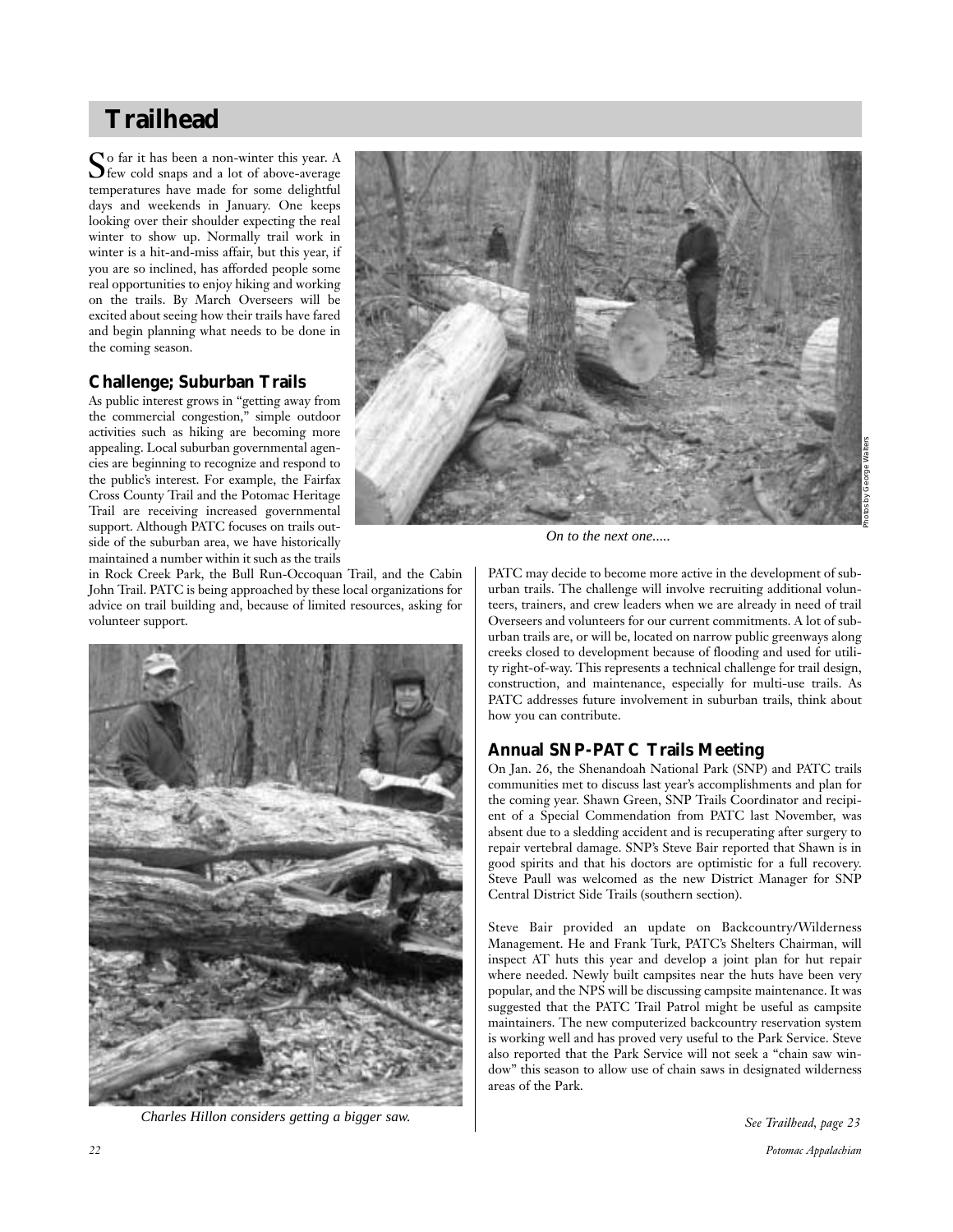# Trailhead

So far it has been a non-winter this year. A few cold snaps and a lot of above-average temperatures have made for some delightful days and weekends in January. One keeps looking over their shoulder expecting the real winter to show up. Normally trail work in winter is a hit-and-miss affair, but this year, if you are so inclined, has afforded people some real opportunities to enjoy hiking and working on the trails. By March Overseers will be excited about seeing how their trails have fared and begin planning what needs to be done in the coming season.

## Challenge; Suburban Trails

As public interest grows in "getting away from the commercial congestion," simple outdoor activities such as hiking are becoming more appealing. Local suburban governmental agencies are beginning to recognize and respond to the public's interest. For example, the Fairfax Cross County Trail and the Potomac Heritage Trail are receiving increased governmental support. Although PATC focuses on trails outside of the suburban area, we have historically maintained a number within it such as the trails in Rock Creek Park, the Bull Run-Occoquan Trail, and the Cabin John Trail. PATC is being approached by these local organizations for advice on trail building and, because of limited resources, asking for volunteer support.

*On to the next one.....*

Photos by George Walters

*Charles Hillon considers getting a bigger saw.*

PATC may decide to become more active in the development of suburban trails. The challenge will involve recruiting additional volunteers, trainers, and crew leaders when we are already in need of trail Overseers and volunteers for our current commitments. A lot of suburban trails are, or will be, located on narrow public greenways along creeks closed to development because of flooding and used for utility right-of-way. This represents a technical challenge for trail design, construction, and maintenance, especially for multi-use trails. As PATC addresses future involvement in suburban trails, think about how you can contribute.

## Annual SNP-PATC Trails Meeting

On Jan. 26, the Shenandoah National Park (SNP) and PATC trails communities met to discuss last year's accomplishments and plan for the coming year. Shawn Green, SNP Trails Coordinator and recipient of a Special Commendation from PATC last November, was absent due to a sledding accident and is recuperating after surgery to repair vertebral damage. SNP's Steve Bair reported that Shawn is in good spirits and that his doctors are optimistic for a full recovery. Steve Paull was welcomed as the new District Manager for SNP Central District Side Trails (southern section).

Steve Bair provided an update on Backcountry/Wilderness Management. He and Frank Turk, PATC's Shelters Chairman, will inspect AT huts this year and develop a joint plan for hut repair where needed. Newly built campsites near the huts have been very popular, and the NPS will be discussing campsite maintenance. It was suggested that the PATC Trail Patrol might be useful as campsite maintainers. The new computerized backcountry reservation system is working well and has proved very useful to the Park Service. Steve also reported that the Park Service will not seek a "chain saw window" this season to allow use of chain saws in designated wilderness areas of the Park.

*See Trailhead, page 23*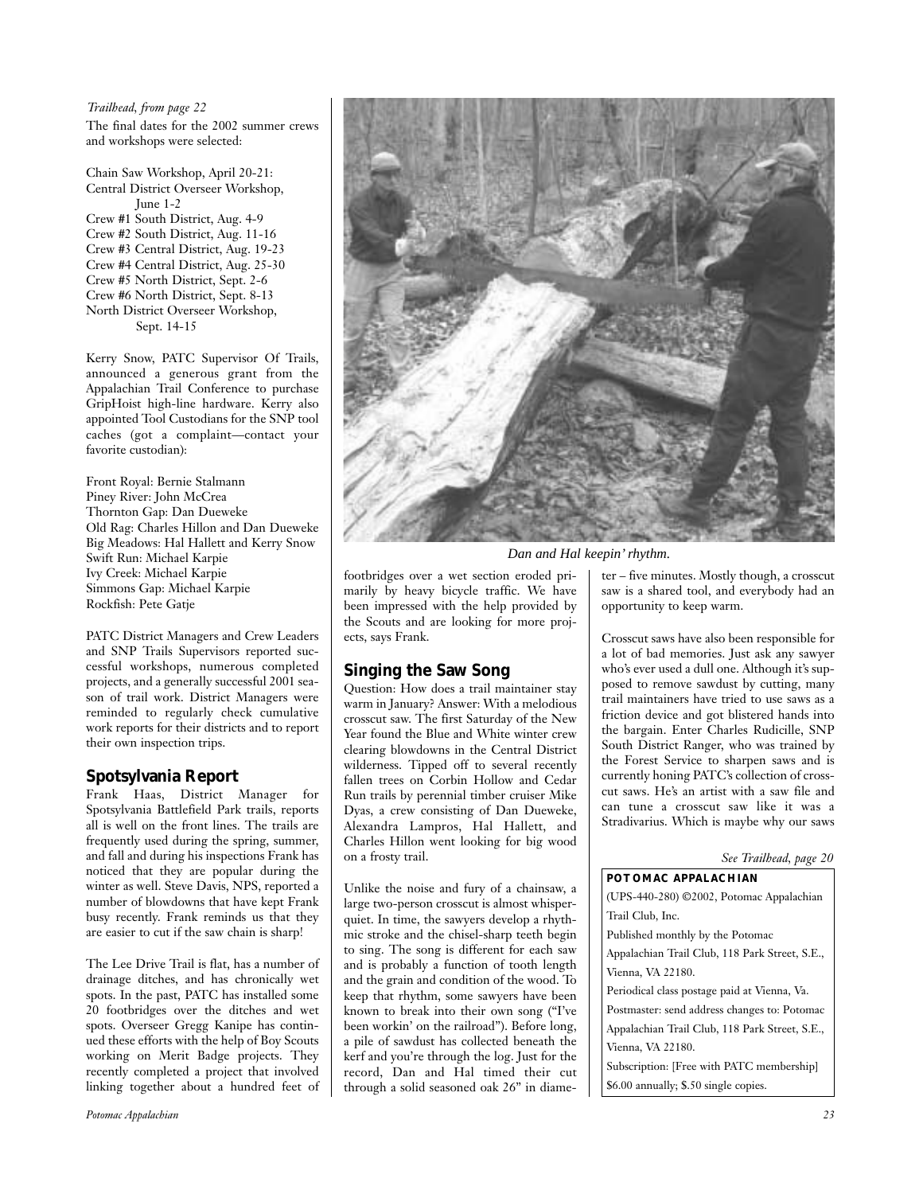*Trailhead, from page 22*

The final dates for the 2002 summer crews and workshops were selected:

Chain Saw Workshop, April 20-21:
Central District Overseer Workshop, June 1-2
Crew #1 South District, Aug. 4-9
Crew #2 South District, Aug. 11-16
Crew #3 Central District, Aug. 19-23
Crew #4 Central District, Aug. 25-30
Crew #5 North District, Sept. 2-6
Crew #6 North District, Sept. 8-13
North District Overseer Workshop, Sept. 14-15

Kerry Snow, PATC Supervisor Of Trails, announced a generous grant from the Appalachian Trail Conference to purchase GripHoist high-line hardware. Kerry also appointed Tool Custodians for the SNP tool caches (got a complaint—contact your favorite custodian):

Front Royal: Bernie Stalmann
Piney River: John McCrea
Thornton Gap: Dan Dueweke
Old Rag: Charles Hillon and Dan Dueweke
Big Meadows: Hal Hallett and Kerry Snow
Swift Run: Michael Karpie
Ivy Creek: Michael Karpie
Simmons Gap: Michael Karpie
Rockfish: Pete Gatje

PATC District Managers and Crew Leaders and SNP Trails Supervisors reported successful workshops, numerous completed projects, and a generally successful 2001 season of trail work. District Managers were reminded to regularly check cumulative work reports for their districts and to report their own inspection trips.

## Spotsylvania Report

Frank Haas, District Manager for Spotsylvania Battlefield Park trails, reports all is well on the front lines. The trails are frequently used during the spring, summer, and fall and during his inspections Frank has noticed that they are popular during the winter as well. Steve Davis, NPS, reported a number of blowdowns that have kept Frank busy recently. Frank reminds us that they are easier to cut if the saw chain is sharp!

The Lee Drive Trail is flat, has a number of drainage ditches, and has chronically wet spots. In the past, PATC has installed some 20 footbridges over the ditches and wet spots. Overseer Gregg Kanipe has continued these efforts with the help of Boy Scouts working on Merit Badge projects. They recently completed a project that involved linking together about a hundred feet of footbridges over a wet section eroded primarily by heavy bicycle traffic. We have been impressed with the help provided by the Scouts and are looking for more projects, says Frank.

*Dan and Hal keepin' rhythm.*

## Singing the Saw Song

Question: How does a trail maintainer stay warm in January? Answer: With a melodious crosscut saw. The first Saturday of the New Year found the Blue and White winter crew clearing blowdowns in the Central District wilderness. Tipped off to several recently fallen trees on Corbin Hollow and Cedar Run trails by perennial timber cruiser Mike Dyas, a crew consisting of Dan Dueweke, Alexandra Lampros, Hal Hallett, and Charles Hillon went looking for big wood on a frosty trail.

Unlike the noise and fury of a chainsaw, a large two-person crosscut is almost whisper-quiet. In time, the sawyers develop a rhythmic stroke and the chisel-sharp teeth begin to sing. The song is different for each saw and is probably a function of tooth length and the grain and condition of the wood. To keep that rhythm, some sawyers have been known to break into their own song ("I've been workin' on the railroad"). Before long, a pile of sawdust has collected beneath the kerf and you're through the log. Just for the record, Dan and Hal timed their cut through a solid seasoned oak 26" in diameter – five minutes. Mostly though, a crosscut saw is a shared tool, and everybody had an opportunity to keep warm.

Crosscut saws have also been responsible for a lot of bad memories. Just ask any sawyer who's ever used a dull one. Although it's supposed to remove sawdust by cutting, many trail maintainers have tried to use saws as a friction device and got blistered hands into the bargain. Enter Charles Rudicille, SNP South District Ranger, who was trained by the Forest Service to sharpen saws and is currently honing PATC's collection of crosscut saws. He's an artist with a saw file and can tune a crosscut saw like it was a Stradivarius. Which is maybe why our saws

*See Trailhead, page 20*

**POTOMAC APPALACHIAN**
(UPS-440-280) ©2002, Potomac Appalachian Trail Club, Inc.
Published monthly by the Potomac Appalachian Trail Club, 118 Park Street, S.E., Vienna, VA 22180.
Periodical class postage paid at Vienna, Va.
Postmaster: send address changes to: Potomac Appalachian Trail Club, 118 Park Street, S.E., Vienna, VA 22180.
Subscription: [Free with PATC membership] $6.00 annually; $.50 single copies.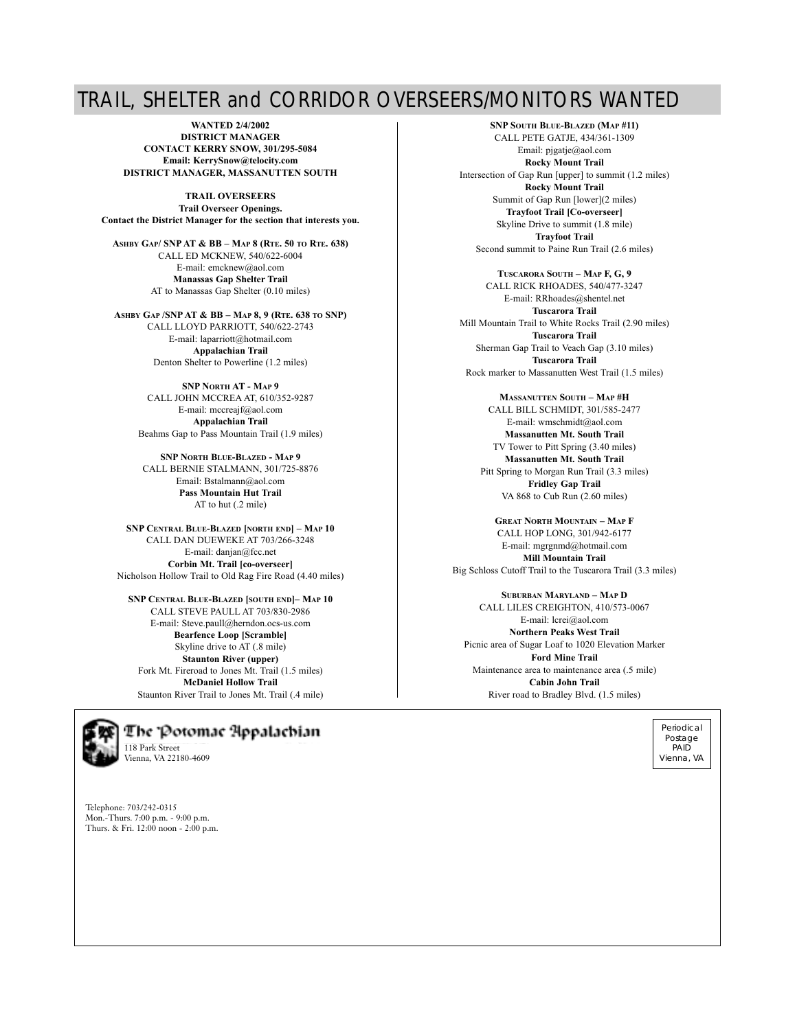# TRAIL, SHELTER and CORRIDOR OVERSEERS/MONITORS WANTED

**WANTED 2/4/2002**
**DISTRICT MANAGER**
**CONTACT KERRY SNOW, 301/295-5084**
**Email: KerrySnow@telocity.com**
**DISTRICT MANAGER, MASSANUTTEN SOUTH**

**TRAIL OVERSEERS**
**Trail Overseer Openings.**
**Contact the District Manager for the section that interests you.**

**ASHBY GAP/ SNP AT & BB – MAP 8 (RTE. 50 TO RTE. 638)**
CALL ED MCKNEW, 540/622-6004
E-mail: emcknew@aol.com
**Manassas Gap Shelter Trail**
AT to Manassas Gap Shelter (0.10 miles)

**ASHBY GAP /SNP AT & BB – MAP 8, 9 (RTE. 638 TO SNP)**
CALL LLOYD PARRIOTT, 540/622-2743
E-mail: laparriott@hotmail.com
**Appalachian Trail**
Denton Shelter to Powerline (1.2 miles)

**SNP NORTH AT - MAP 9**
CALL JOHN MCCREA AT, 610/352-9287
E-mail: mccreajf@aol.com
**Appalachian Trail**
Beahms Gap to Pass Mountain Trail (1.9 miles)

**SNP NORTH BLUE-BLAZED - MAP 9**
CALL BERNIE STALMANN, 301/725-8876
Email: Bstalmann@aol.com
**Pass Mountain Hut Trail**
AT to hut (.2 mile)

**SNP CENTRAL BLUE-BLAZED [NORTH END] – MAP 10**
CALL DAN DUEWEKE AT 703/266-3248
E-mail: danjan@fcc.net
**Corbin Mt. Trail [co-overseer]**
Nicholson Hollow Trail to Old Rag Fire Road (4.40 miles)

**SNP CENTRAL BLUE-BLAZED [SOUTH END]– MAP 10**
CALL STEVE PAULL AT 703/830-2986
E-mail: Steve.paull@herndon.ocs-us.com
**Bearfence Loop [Scramble]**
Skyline drive to AT (.8 mile)
**Staunton River (upper)**
Fork Mt. Fireroad to Jones Mt. Trail (1.5 miles)
**McDaniel Hollow Trail**
Staunton River Trail to Jones Mt. Trail (.4 mile)

**SNP SOUTH BLUE-BLAZED (MAP #11)**
CALL PETE GATJE, 434/361-1309
Email: pjgatje@aol.com
**Rocky Mount Trail**
Intersection of Gap Run [upper] to summit (1.2 miles)
**Rocky Mount Trail**
Summit of Gap Run [lower](2 miles)
**Trayfoot Trail [Co-overseer]**
Skyline Drive to summit (1.8 mile)
**Trayfoot Trail**
Second summit to Paine Run Trail (2.6 miles)

**TUSCARORA SOUTH – MAP F, G, 9**
CALL RICK RHOADES, 540/477-3247
E-mail: RRhoades@shentel.net
**Tuscarora Trail**
Mill Mountain Trail to White Rocks Trail (2.90 miles)
**Tuscarora Trail**
Sherman Gap Trail to Veach Gap (3.10 miles)
**Tuscarora Trail**
Rock marker to Massanutten West Trail (1.5 miles)

**MASSANUTTEN SOUTH – MAP #H**
CALL BILL SCHMIDT, 301/585-2477
E-mail: wmschmidt@aol.com
**Massanutten Mt. South Trail**
TV Tower to Pitt Spring (3.40 miles)
**Massanutten Mt. South Trail**
Pitt Spring to Morgan Run Trail (3.3 miles)
**Fridley Gap Trail**
VA 868 to Cub Run (2.60 miles)

**GREAT NORTH MOUNTAIN – MAP F**
CALL HOP LONG, 301/942-6177
E-mail: mgrgnmd@hotmail.com
**Mill Mountain Trail**
Big Schloss Cutoff Trail to the Tuscarora Trail (3.3 miles)

**SUBURBAN MARYLAND – MAP D**
CALL LILES CREIGHTON, 410/573-0067
E-mail: lcrei@aol.com
**Northern Peaks West Trail**
Picnic area of Sugar Loaf to 1020 Elevation Marker
**Ford Mine Trail**
Maintenance area to maintenance area (.5 mile)
**Cabin John Trail**
River road to Bradley Blvd. (1.5 miles)

The Potomac Appalachian
118 Park Street
Vienna, VA 22180-4609

Periodical
Postage
PAID
Vienna, VA

Telephone: 703/242-0315
Mon.-Thurs. 7:00 p.m. - 9:00 p.m.
Thurs. & Fri. 12:00 noon - 2:00 p.m.